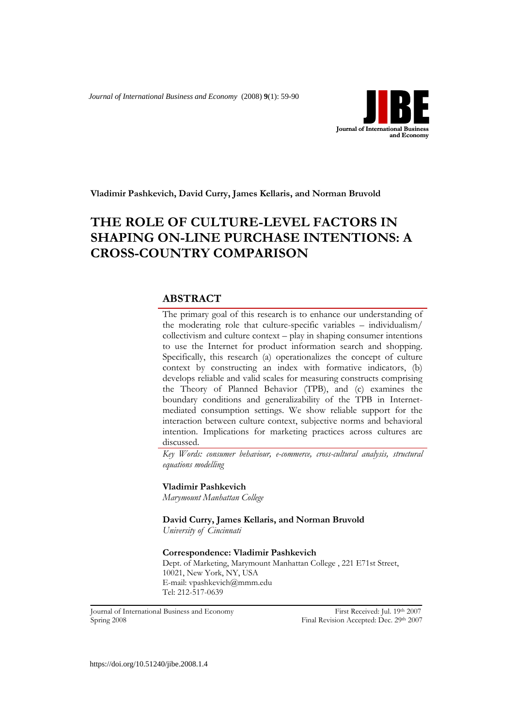Vladimir Pashkevich, David Curry, James Kellaris, and Norman Bruvold

# THE ROLE OF CULTURE-LEVEL FACTORS IN SHAPING ON-LINE PURCHASE INTENTIONS: A CROSS-COUNTRY COMPARISON

## ABSTRACT

The primary goal of this research is to enhance our understanding of the moderating role that culture-specific variables – individualism/ collectivism and culture context – play in shaping consumer intentions to use the Internet for product information search and shopping. Specifically, this research (a) operationalizes the concept of culture context by constructing an index with formative indicators, (b) develops reliable and valid scales for measuring constructs comprising the Theory of Planned Behavior (TPB), and (c) examines the boundary conditions and generalizability of the TPB in Internet-mediated consumption settings. We show reliable support for the interaction between culture context, subjective norms and behavioral intention. Implications for marketing practices across cultures are discussed.

*Key Words: consumer behaviour, e-commerce, cross-cultural analysis, structural equations modelling*

**Vladimir Pashkevich**
*Marymount Manhattan College*

**David Curry, James Kellaris, and Norman Bruvold**
*University of Cincinnati*

**Correspondence: Vladimir Pashkevich**
Dept. of Marketing, Marymount Manhattan College , 221 E71st Street, 10021, New York, NY, USA
E-mail: vpashkevich@mmm.edu
Tel: 212-517-0639

Journal of International Business and Economy
Spring 2008

First Received: Jul. 19th 2007
Final Revision Accepted: Dec. 29th 2007

https://doi.org/10.51240/jibe.2008.1.4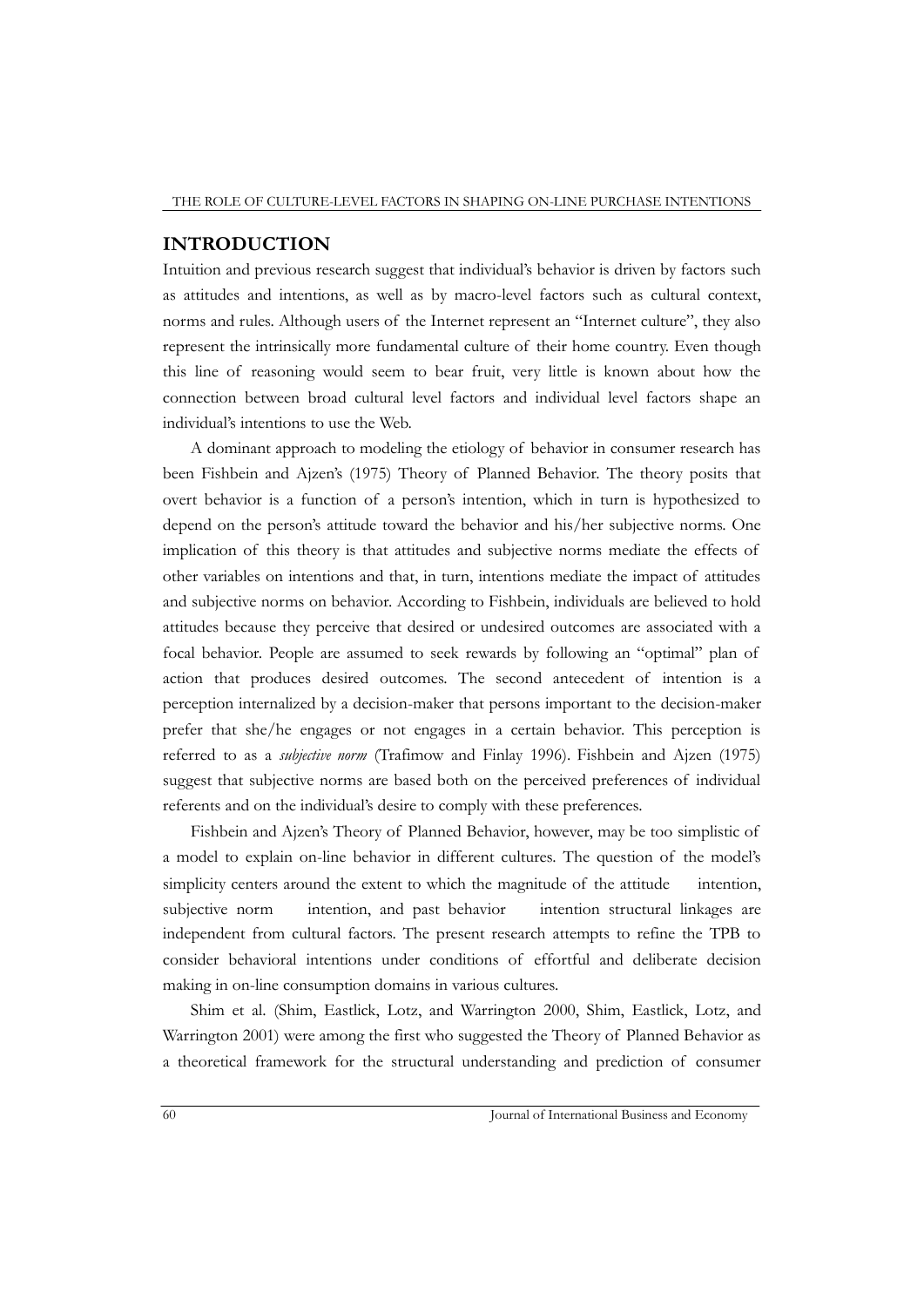## INTRODUCTION

Intuition and previous research suggest that individual's behavior is driven by factors such as attitudes and intentions, as well as by macro-level factors such as cultural context, norms and rules. Although users of the Internet represent an "Internet culture", they also represent the intrinsically more fundamental culture of their home country. Even though this line of reasoning would seem to bear fruit, very little is known about how the connection between broad cultural level factors and individual level factors shape an individual's intentions to use the Web.

A dominant approach to modeling the etiology of behavior in consumer research has been Fishbein and Ajzen's (1975) Theory of Planned Behavior. The theory posits that overt behavior is a function of a person's intention, which in turn is hypothesized to depend on the person's attitude toward the behavior and his/her subjective norms. One implication of this theory is that attitudes and subjective norms mediate the effects of other variables on intentions and that, in turn, intentions mediate the impact of attitudes and subjective norms on behavior. According to Fishbein, individuals are believed to hold attitudes because they perceive that desired or undesired outcomes are associated with a focal behavior. People are assumed to seek rewards by following an "optimal" plan of action that produces desired outcomes. The second antecedent of intention is a perception internalized by a decision-maker that persons important to the decision-maker prefer that she/he engages or not engages in a certain behavior. This perception is referred to as a *subjective norm* (Trafimow and Finlay 1996). Fishbein and Ajzen (1975) suggest that subjective norms are based both on the perceived preferences of individual referents and on the individual's desire to comply with these preferences.

Fishbein and Ajzen's Theory of Planned Behavior, however, may be too simplistic of a model to explain on-line behavior in different cultures. The question of the model's simplicity centers around the extent to which the magnitude of the attitude    intention, subjective norm    intention, and past behavior    intention structural linkages are independent from cultural factors. The present research attempts to refine the TPB to consider behavioral intentions under conditions of effortful and deliberate decision making in on-line consumption domains in various cultures.

Shim et al. (Shim, Eastlick, Lotz, and Warrington 2000, Shim, Eastlick, Lotz, and Warrington 2001) were among the first who suggested the Theory of Planned Behavior as a theoretical framework for the structural understanding and prediction of consumer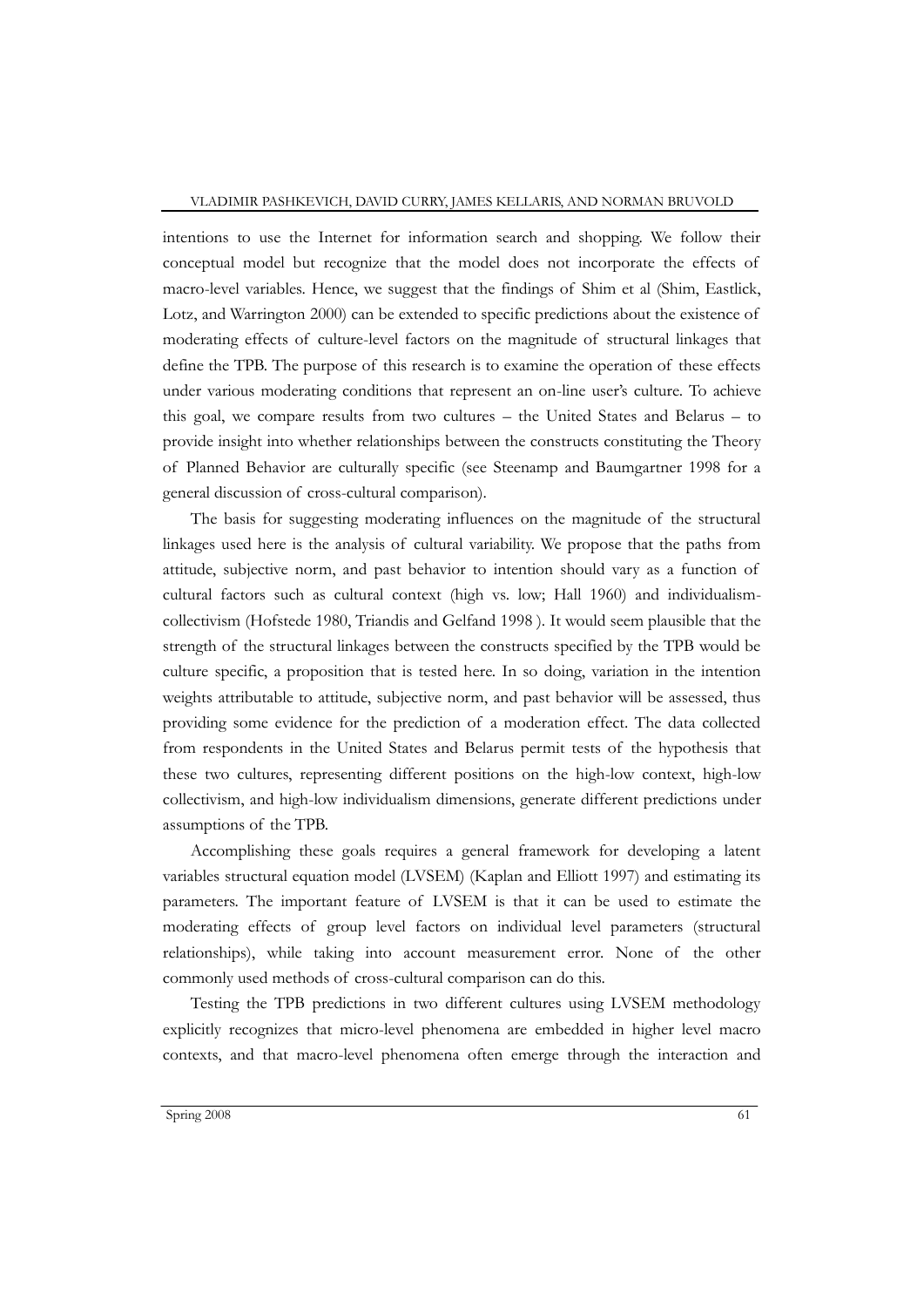intentions to use the Internet for information search and shopping. We follow their conceptual model but recognize that the model does not incorporate the effects of macro-level variables. Hence, we suggest that the findings of Shim et al (Shim, Eastlick, Lotz, and Warrington 2000) can be extended to specific predictions about the existence of moderating effects of culture-level factors on the magnitude of structural linkages that define the TPB. The purpose of this research is to examine the operation of these effects under various moderating conditions that represent an on-line user's culture. To achieve this goal, we compare results from two cultures – the United States and Belarus – to provide insight into whether relationships between the constructs constituting the Theory of Planned Behavior are culturally specific (see Steenamp and Baumgartner 1998 for a general discussion of cross-cultural comparison).

The basis for suggesting moderating influences on the magnitude of the structural linkages used here is the analysis of cultural variability. We propose that the paths from attitude, subjective norm, and past behavior to intention should vary as a function of cultural factors such as cultural context (high vs. low; Hall 1960) and individualism-collectivism (Hofstede 1980, Triandis and Gelfand 1998 ). It would seem plausible that the strength of the structural linkages between the constructs specified by the TPB would be culture specific, a proposition that is tested here. In so doing, variation in the intention weights attributable to attitude, subjective norm, and past behavior will be assessed, thus providing some evidence for the prediction of a moderation effect. The data collected from respondents in the United States and Belarus permit tests of the hypothesis that these two cultures, representing different positions on the high-low context, high-low collectivism, and high-low individualism dimensions, generate different predictions under assumptions of the TPB.

Accomplishing these goals requires a general framework for developing a latent variables structural equation model (LVSEM) (Kaplan and Elliott 1997) and estimating its parameters. The important feature of LVSEM is that it can be used to estimate the moderating effects of group level factors on individual level parameters (structural relationships), while taking into account measurement error. None of the other commonly used methods of cross-cultural comparison can do this.

Testing the TPB predictions in two different cultures using LVSEM methodology explicitly recognizes that micro-level phenomena are embedded in higher level macro contexts, and that macro-level phenomena often emerge through the interaction and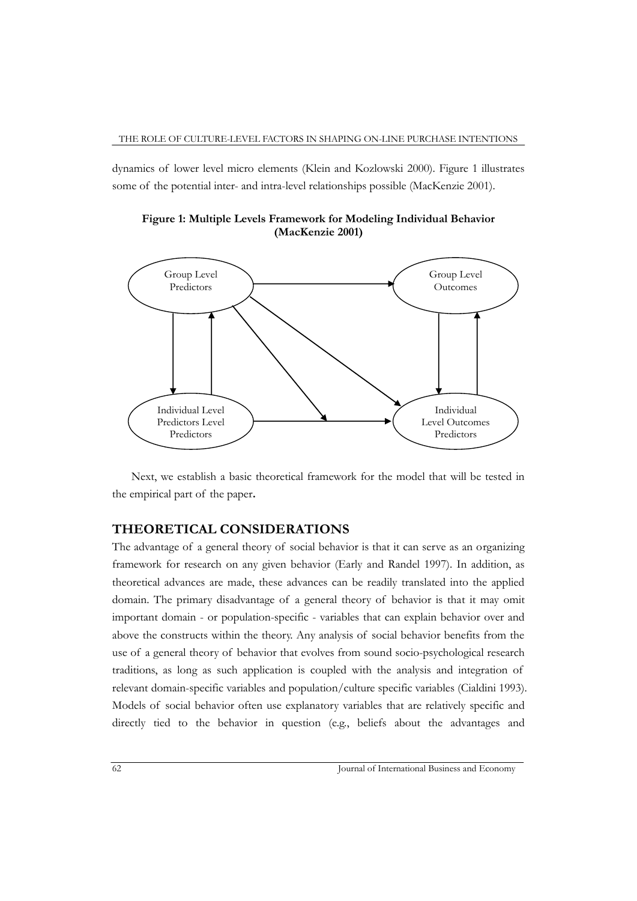dynamics of lower level micro elements (Klein and Kozlowski 2000). Figure 1 illustrates some of the potential inter- and intra-level relationships possible (MacKenzie 2001).

**Figure 1: Multiple Levels Framework for Modeling Individual Behavior (MacKenzie 2001)**

Group Level Predictors

Group Level Outcomes

Individual Level Predictors Level Predictors

Individual Level Outcomes Predictors

Next, we establish a basic theoretical framework for the model that will be tested in the empirical part of the paper**.**

## THEORETICAL CONSIDERATIONS

The advantage of a general theory of social behavior is that it can serve as an organizing framework for research on any given behavior (Early and Randel 1997). In addition, as theoretical advances are made, these advances can be readily translated into the applied domain. The primary disadvantage of a general theory of behavior is that it may omit important domain - or population-specific - variables that can explain behavior over and above the constructs within the theory. Any analysis of social behavior benefits from the use of a general theory of behavior that evolves from sound socio-psychological research traditions, as long as such application is coupled with the analysis and integration of relevant domain-specific variables and population/culture specific variables (Cialdini 1993). Models of social behavior often use explanatory variables that are relatively specific and directly tied to the behavior in question (e.g., beliefs about the advantages and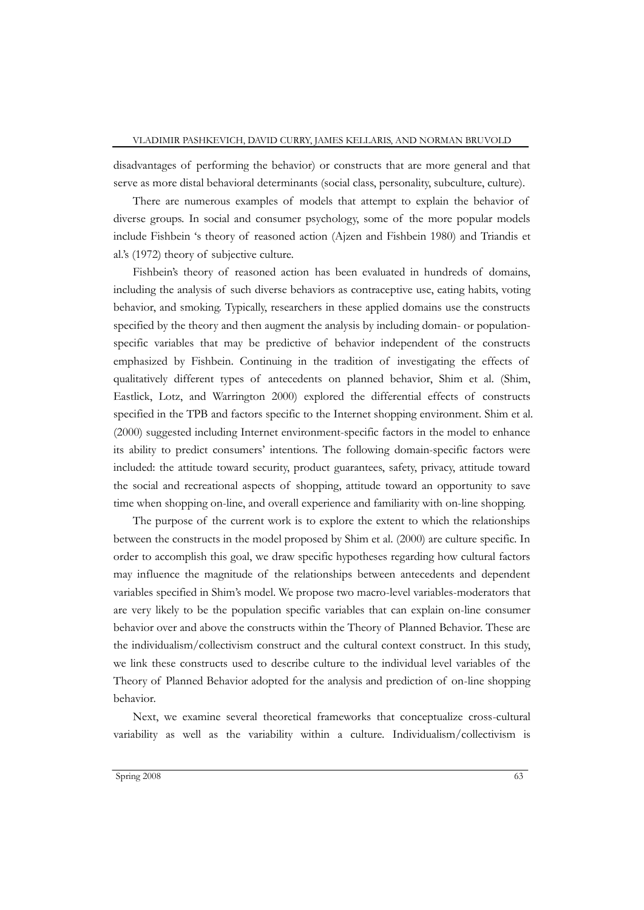disadvantages of performing the behavior) or constructs that are more general and that serve as more distal behavioral determinants (social class, personality, subculture, culture).

There are numerous examples of models that attempt to explain the behavior of diverse groups. In social and consumer psychology, some of the more popular models include Fishbein 's theory of reasoned action (Ajzen and Fishbein 1980) and Triandis et al.'s (1972) theory of subjective culture.

Fishbein's theory of reasoned action has been evaluated in hundreds of domains, including the analysis of such diverse behaviors as contraceptive use, eating habits, voting behavior, and smoking. Typically, researchers in these applied domains use the constructs specified by the theory and then augment the analysis by including domain- or population-specific variables that may be predictive of behavior independent of the constructs emphasized by Fishbein. Continuing in the tradition of investigating the effects of qualitatively different types of antecedents on planned behavior, Shim et al. (Shim, Eastlick, Lotz, and Warrington 2000) explored the differential effects of constructs specified in the TPB and factors specific to the Internet shopping environment. Shim et al. (2000) suggested including Internet environment-specific factors in the model to enhance its ability to predict consumers' intentions. The following domain-specific factors were included: the attitude toward security, product guarantees, safety, privacy, attitude toward the social and recreational aspects of shopping, attitude toward an opportunity to save time when shopping on-line, and overall experience and familiarity with on-line shopping.

The purpose of the current work is to explore the extent to which the relationships between the constructs in the model proposed by Shim et al. (2000) are culture specific. In order to accomplish this goal, we draw specific hypotheses regarding how cultural factors may influence the magnitude of the relationships between antecedents and dependent variables specified in Shim's model. We propose two macro-level variables-moderators that are very likely to be the population specific variables that can explain on-line consumer behavior over and above the constructs within the Theory of Planned Behavior. These are the individualism/collectivism construct and the cultural context construct. In this study, we link these constructs used to describe culture to the individual level variables of the Theory of Planned Behavior adopted for the analysis and prediction of on-line shopping behavior.

Next, we examine several theoretical frameworks that conceptualize cross-cultural variability as well as the variability within a culture. Individualism/collectivism is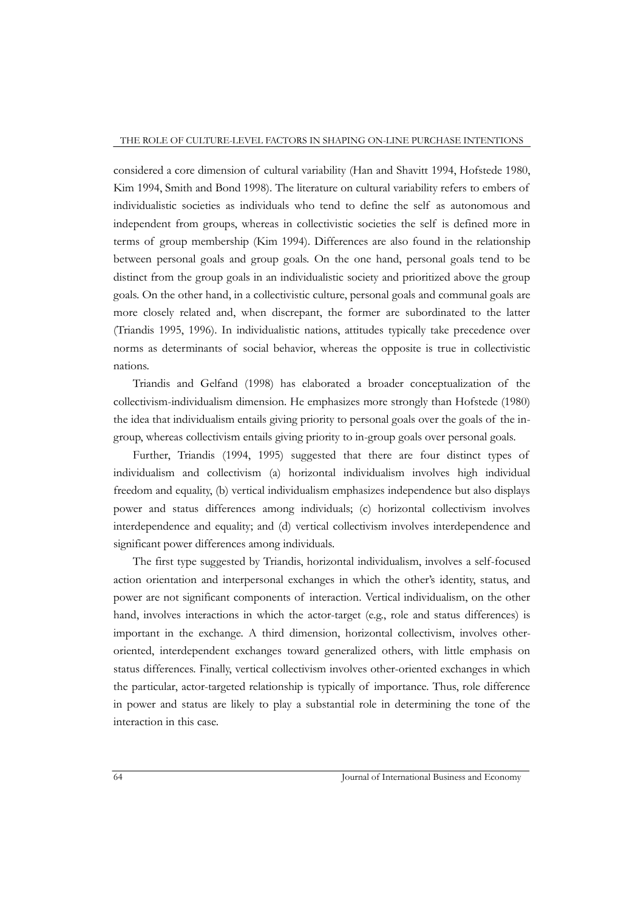considered a core dimension of cultural variability (Han and Shavitt 1994, Hofstede 1980, Kim 1994, Smith and Bond 1998). The literature on cultural variability refers to embers of individualistic societies as individuals who tend to define the self as autonomous and independent from groups, whereas in collectivistic societies the self is defined more in terms of group membership (Kim 1994). Differences are also found in the relationship between personal goals and group goals. On the one hand, personal goals tend to be distinct from the group goals in an individualistic society and prioritized above the group goals. On the other hand, in a collectivistic culture, personal goals and communal goals are more closely related and, when discrepant, the former are subordinated to the latter (Triandis 1995, 1996). In individualistic nations, attitudes typically take precedence over norms as determinants of social behavior, whereas the opposite is true in collectivistic nations.

Triandis and Gelfand (1998) has elaborated a broader conceptualization of the collectivism-individualism dimension. He emphasizes more strongly than Hofstede (1980) the idea that individualism entails giving priority to personal goals over the goals of the in-group, whereas collectivism entails giving priority to in-group goals over personal goals.

Further, Triandis (1994, 1995) suggested that there are four distinct types of individualism and collectivism (a) horizontal individualism involves high individual freedom and equality, (b) vertical individualism emphasizes independence but also displays power and status differences among individuals; (c) horizontal collectivism involves interdependence and equality; and (d) vertical collectivism involves interdependence and significant power differences among individuals.

The first type suggested by Triandis, horizontal individualism, involves a self-focused action orientation and interpersonal exchanges in which the other's identity, status, and power are not significant components of interaction. Vertical individualism, on the other hand, involves interactions in which the actor-target (e.g., role and status differences) is important in the exchange. A third dimension, horizontal collectivism, involves other-oriented, interdependent exchanges toward generalized others, with little emphasis on status differences. Finally, vertical collectivism involves other-oriented exchanges in which the particular, actor-targeted relationship is typically of importance. Thus, role difference in power and status are likely to play a substantial role in determining the tone of the interaction in this case.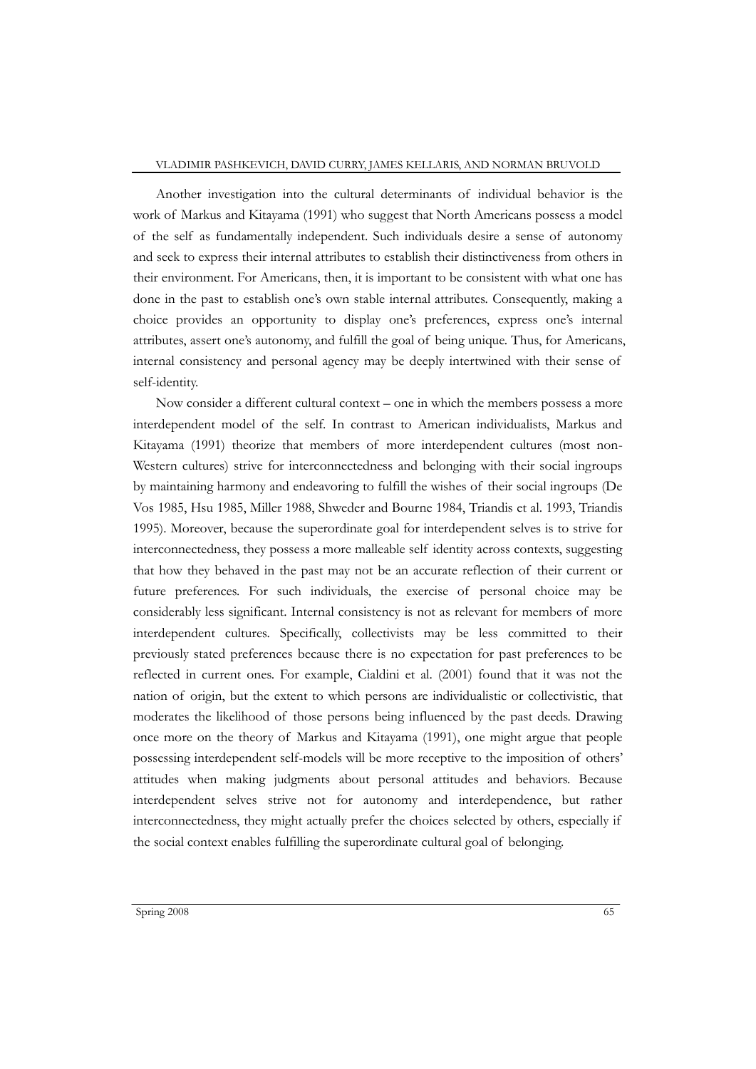Another investigation into the cultural determinants of individual behavior is the work of Markus and Kitayama (1991) who suggest that North Americans possess a model of the self as fundamentally independent. Such individuals desire a sense of autonomy and seek to express their internal attributes to establish their distinctiveness from others in their environment. For Americans, then, it is important to be consistent with what one has done in the past to establish one's own stable internal attributes. Consequently, making a choice provides an opportunity to display one's preferences, express one's internal attributes, assert one's autonomy, and fulfill the goal of being unique. Thus, for Americans, internal consistency and personal agency may be deeply intertwined with their sense of self-identity.

Now consider a different cultural context – one in which the members possess a more interdependent model of the self. In contrast to American individualists, Markus and Kitayama (1991) theorize that members of more interdependent cultures (most non-Western cultures) strive for interconnectedness and belonging with their social ingroups by maintaining harmony and endeavoring to fulfill the wishes of their social ingroups (De Vos 1985, Hsu 1985, Miller 1988, Shweder and Bourne 1984, Triandis et al. 1993, Triandis 1995). Moreover, because the superordinate goal for interdependent selves is to strive for interconnectedness, they possess a more malleable self identity across contexts, suggesting that how they behaved in the past may not be an accurate reflection of their current or future preferences. For such individuals, the exercise of personal choice may be considerably less significant. Internal consistency is not as relevant for members of more interdependent cultures. Specifically, collectivists may be less committed to their previously stated preferences because there is no expectation for past preferences to be reflected in current ones. For example, Cialdini et al. (2001) found that it was not the nation of origin, but the extent to which persons are individualistic or collectivistic, that moderates the likelihood of those persons being influenced by the past deeds. Drawing once more on the theory of Markus and Kitayama (1991), one might argue that people possessing interdependent self-models will be more receptive to the imposition of others' attitudes when making judgments about personal attitudes and behaviors. Because interdependent selves strive not for autonomy and interdependence, but rather interconnectedness, they might actually prefer the choices selected by others, especially if the social context enables fulfilling the superordinate cultural goal of belonging.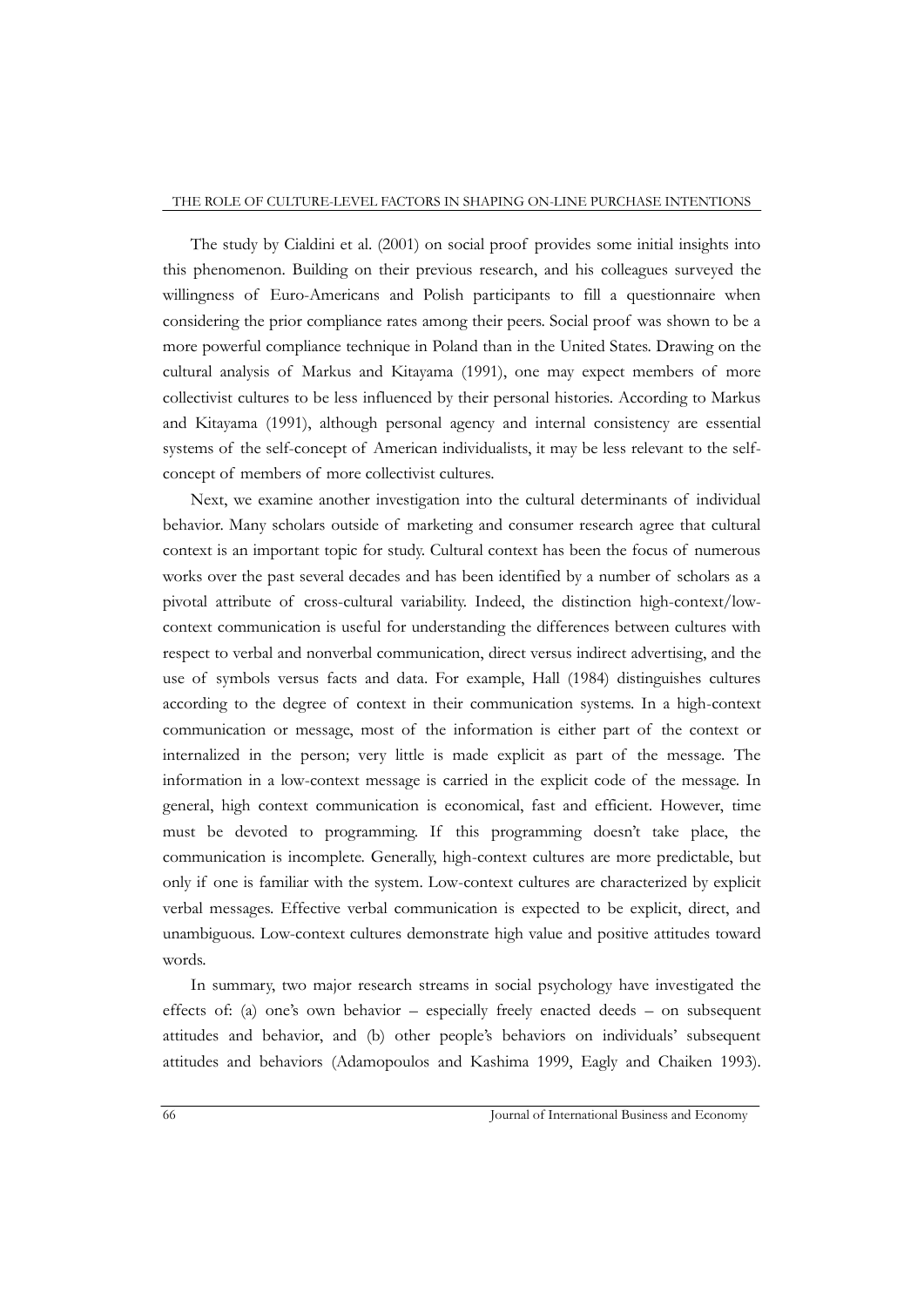The study by Cialdini et al. (2001) on social proof provides some initial insights into this phenomenon. Building on their previous research, and his colleagues surveyed the willingness of Euro-Americans and Polish participants to fill a questionnaire when considering the prior compliance rates among their peers. Social proof was shown to be a more powerful compliance technique in Poland than in the United States. Drawing on the cultural analysis of Markus and Kitayama (1991), one may expect members of more collectivist cultures to be less influenced by their personal histories. According to Markus and Kitayama (1991), although personal agency and internal consistency are essential systems of the self-concept of American individualists, it may be less relevant to the self-concept of members of more collectivist cultures.

Next, we examine another investigation into the cultural determinants of individual behavior. Many scholars outside of marketing and consumer research agree that cultural context is an important topic for study. Cultural context has been the focus of numerous works over the past several decades and has been identified by a number of scholars as a pivotal attribute of cross-cultural variability. Indeed, the distinction high-context/low-context communication is useful for understanding the differences between cultures with respect to verbal and nonverbal communication, direct versus indirect advertising, and the use of symbols versus facts and data. For example, Hall (1984) distinguishes cultures according to the degree of context in their communication systems. In a high-context communication or message, most of the information is either part of the context or internalized in the person; very little is made explicit as part of the message. The information in a low-context message is carried in the explicit code of the message. In general, high context communication is economical, fast and efficient. However, time must be devoted to programming. If this programming doesn't take place, the communication is incomplete. Generally, high-context cultures are more predictable, but only if one is familiar with the system. Low-context cultures are characterized by explicit verbal messages. Effective verbal communication is expected to be explicit, direct, and unambiguous. Low-context cultures demonstrate high value and positive attitudes toward words.

In summary, two major research streams in social psychology have investigated the effects of: (a) one's own behavior – especially freely enacted deeds – on subsequent attitudes and behavior, and (b) other people's behaviors on individuals' subsequent attitudes and behaviors (Adamopoulos and Kashima 1999, Eagly and Chaiken 1993).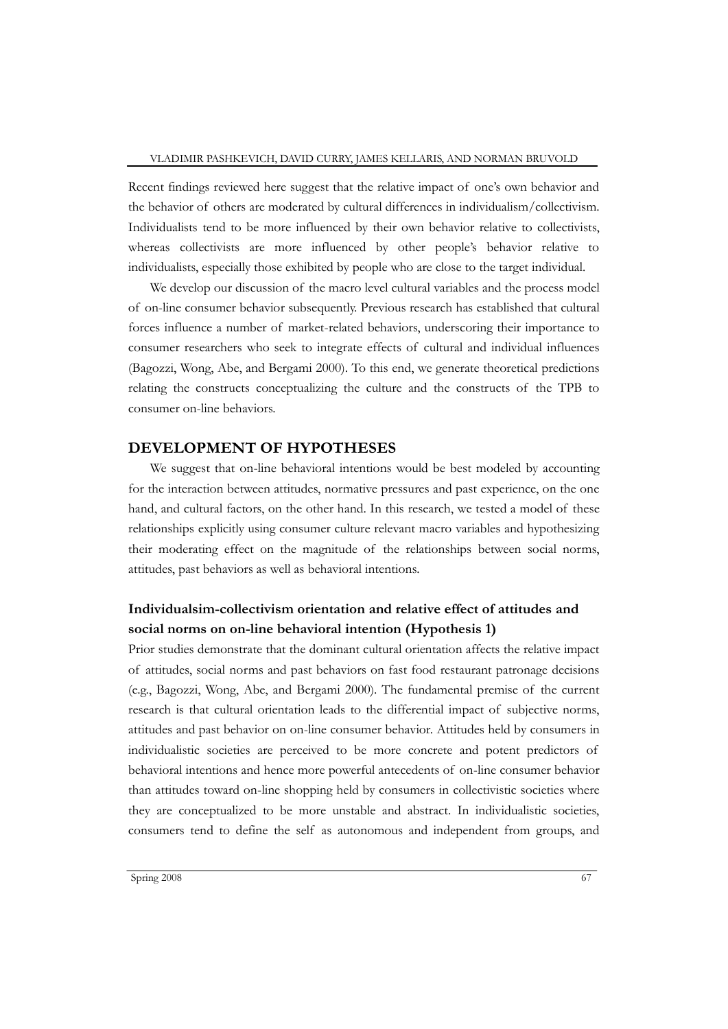Recent findings reviewed here suggest that the relative impact of one's own behavior and the behavior of others are moderated by cultural differences in individualism/collectivism. Individualists tend to be more influenced by their own behavior relative to collectivists, whereas collectivists are more influenced by other people's behavior relative to individualists, especially those exhibited by people who are close to the target individual.

We develop our discussion of the macro level cultural variables and the process model of on-line consumer behavior subsequently. Previous research has established that cultural forces influence a number of market-related behaviors, underscoring their importance to consumer researchers who seek to integrate effects of cultural and individual influences (Bagozzi, Wong, Abe, and Bergami 2000). To this end, we generate theoretical predictions relating the constructs conceptualizing the culture and the constructs of the TPB to consumer on-line behaviors.

## DEVELOPMENT OF HYPOTHESES

We suggest that on-line behavioral intentions would be best modeled by accounting for the interaction between attitudes, normative pressures and past experience, on the one hand, and cultural factors, on the other hand. In this research, we tested a model of these relationships explicitly using consumer culture relevant macro variables and hypothesizing their moderating effect on the magnitude of the relationships between social norms, attitudes, past behaviors as well as behavioral intentions.

### Individualsim-collectivism orientation and relative effect of attitudes and social norms on on-line behavioral intention (Hypothesis 1)

Prior studies demonstrate that the dominant cultural orientation affects the relative impact of attitudes, social norms and past behaviors on fast food restaurant patronage decisions (e.g., Bagozzi, Wong, Abe, and Bergami 2000). The fundamental premise of the current research is that cultural orientation leads to the differential impact of subjective norms, attitudes and past behavior on on-line consumer behavior. Attitudes held by consumers in individualistic societies are perceived to be more concrete and potent predictors of behavioral intentions and hence more powerful antecedents of on-line consumer behavior than attitudes toward on-line shopping held by consumers in collectivistic societies where they are conceptualized to be more unstable and abstract. In individualistic societies, consumers tend to define the self as autonomous and independent from groups, and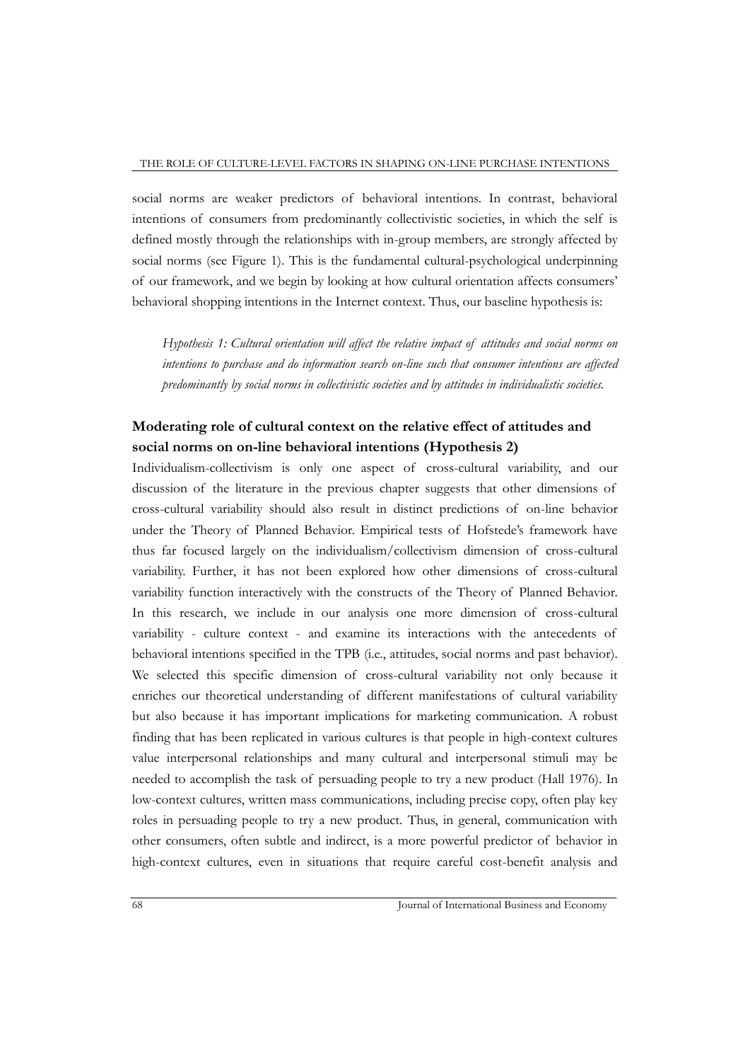social norms are weaker predictors of behavioral intentions. In contrast, behavioral intentions of consumers from predominantly collectivistic societies, in which the self is defined mostly through the relationships with in-group members, are strongly affected by social norms (see Figure 1). This is the fundamental cultural-psychological underpinning of our framework, and we begin by looking at how cultural orientation affects consumers' behavioral shopping intentions in the Internet context. Thus, our baseline hypothesis is:

*Hypothesis 1: Cultural orientation will affect the relative impact of attitudes and social norms on intentions to purchase and do information search on-line such that consumer intentions are affected predominantly by social norms in collectivistic societies and by attitudes in individualistic societies.*

## Moderating role of cultural context on the relative effect of attitudes and social norms on on-line behavioral intentions (Hypothesis 2)

Individualism-collectivism is only one aspect of cross-cultural variability, and our discussion of the literature in the previous chapter suggests that other dimensions of cross-cultural variability should also result in distinct predictions of on-line behavior under the Theory of Planned Behavior. Empirical tests of Hofstede's framework have thus far focused largely on the individualism/collectivism dimension of cross-cultural variability. Further, it has not been explored how other dimensions of cross-cultural variability function interactively with the constructs of the Theory of Planned Behavior. In this research, we include in our analysis one more dimension of cross-cultural variability - culture context - and examine its interactions with the antecedents of behavioral intentions specified in the TPB (i.e., attitudes, social norms and past behavior). We selected this specific dimension of cross-cultural variability not only because it enriches our theoretical understanding of different manifestations of cultural variability but also because it has important implications for marketing communication. A robust finding that has been replicated in various cultures is that people in high-context cultures value interpersonal relationships and many cultural and interpersonal stimuli may be needed to accomplish the task of persuading people to try a new product (Hall 1976). In low-context cultures, written mass communications, including precise copy, often play key roles in persuading people to try a new product. Thus, in general, communication with other consumers, often subtle and indirect, is a more powerful predictor of behavior in high-context cultures, even in situations that require careful cost-benefit analysis and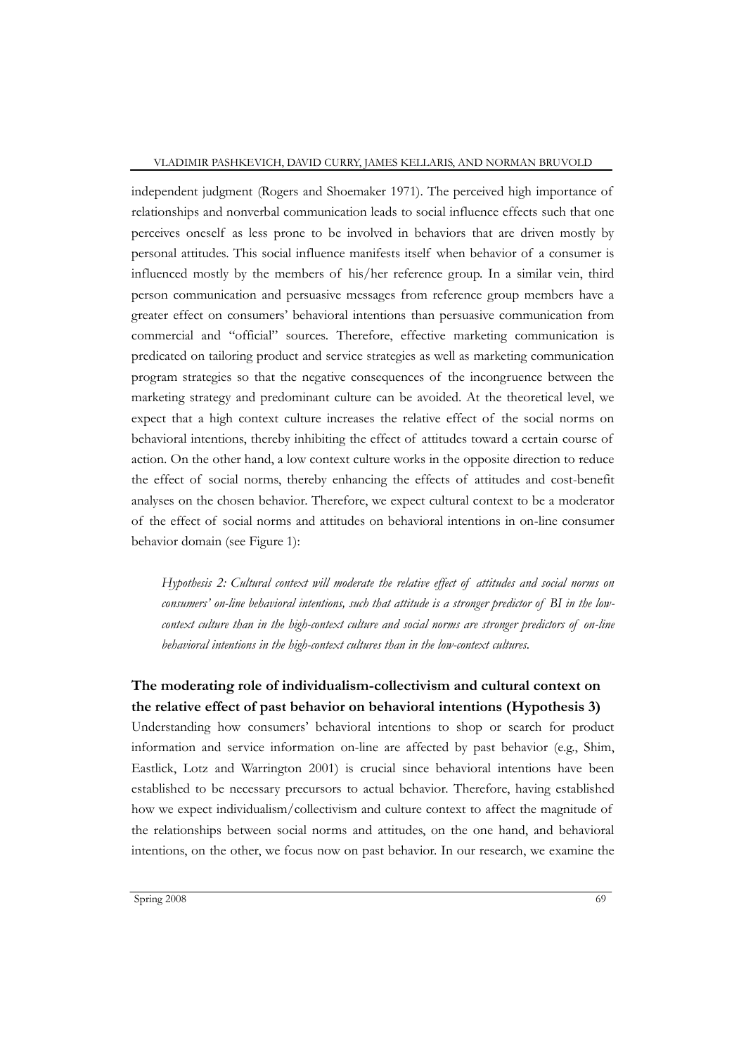independent judgment (Rogers and Shoemaker 1971). The perceived high importance of relationships and nonverbal communication leads to social influence effects such that one perceives oneself as less prone to be involved in behaviors that are driven mostly by personal attitudes. This social influence manifests itself when behavior of a consumer is influenced mostly by the members of his/her reference group. In a similar vein, third person communication and persuasive messages from reference group members have a greater effect on consumers' behavioral intentions than persuasive communication from commercial and "official" sources. Therefore, effective marketing communication is predicated on tailoring product and service strategies as well as marketing communication program strategies so that the negative consequences of the incongruence between the marketing strategy and predominant culture can be avoided. At the theoretical level, we expect that a high context culture increases the relative effect of the social norms on behavioral intentions, thereby inhibiting the effect of attitudes toward a certain course of action. On the other hand, a low context culture works in the opposite direction to reduce the effect of social norms, thereby enhancing the effects of attitudes and cost-benefit analyses on the chosen behavior. Therefore, we expect cultural context to be a moderator of the effect of social norms and attitudes on behavioral intentions in on-line consumer behavior domain (see Figure 1):

> *Hypothesis 2: Cultural context will moderate the relative effect of attitudes and social norms on consumers' on-line behavioral intentions, such that attitude is a stronger predictor of BI in the low-context culture than in the high-context culture and social norms are stronger predictors of on-line behavioral intentions in the high-context cultures than in the low-context cultures.*

## The moderating role of individualism-collectivism and cultural context on the relative effect of past behavior on behavioral intentions (Hypothesis 3)

Understanding how consumers' behavioral intentions to shop or search for product information and service information on-line are affected by past behavior (e.g., Shim, Eastlick, Lotz and Warrington 2001) is crucial since behavioral intentions have been established to be necessary precursors to actual behavior. Therefore, having established how we expect individualism/collectivism and culture context to affect the magnitude of the relationships between social norms and attitudes, on the one hand, and behavioral intentions, on the other, we focus now on past behavior. In our research, we examine the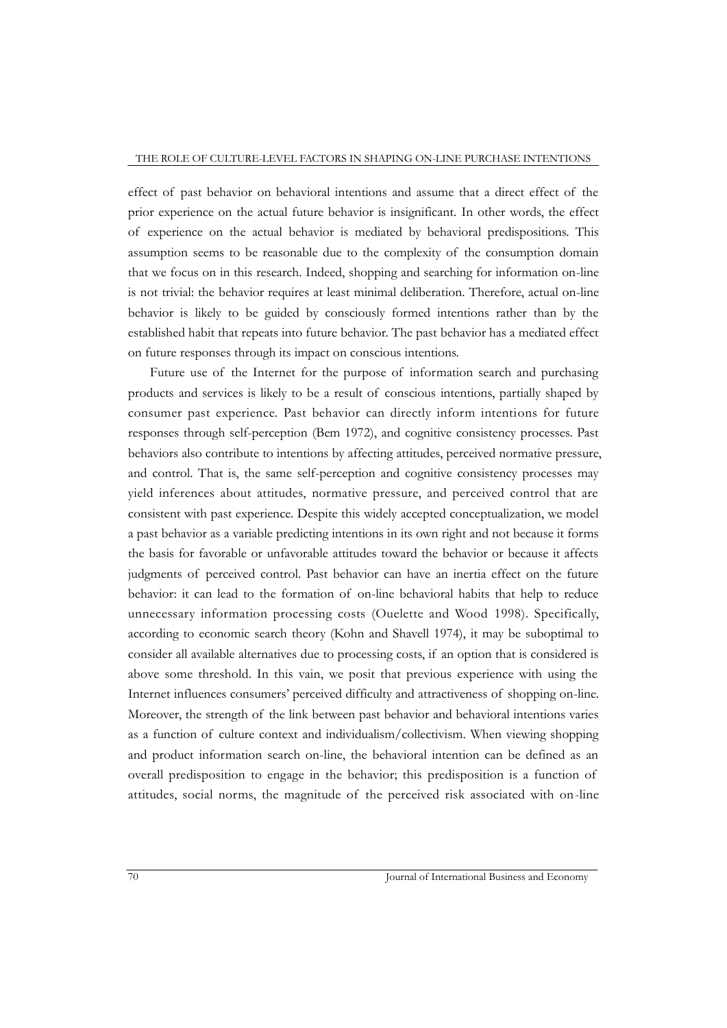effect of past behavior on behavioral intentions and assume that a direct effect of the prior experience on the actual future behavior is insignificant. In other words, the effect of experience on the actual behavior is mediated by behavioral predispositions. This assumption seems to be reasonable due to the complexity of the consumption domain that we focus on in this research. Indeed, shopping and searching for information on-line is not trivial: the behavior requires at least minimal deliberation. Therefore, actual on-line behavior is likely to be guided by consciously formed intentions rather than by the established habit that repeats into future behavior. The past behavior has a mediated effect on future responses through its impact on conscious intentions.

Future use of the Internet for the purpose of information search and purchasing products and services is likely to be a result of conscious intentions, partially shaped by consumer past experience. Past behavior can directly inform intentions for future responses through self-perception (Bem 1972), and cognitive consistency processes. Past behaviors also contribute to intentions by affecting attitudes, perceived normative pressure, and control. That is, the same self-perception and cognitive consistency processes may yield inferences about attitudes, normative pressure, and perceived control that are consistent with past experience. Despite this widely accepted conceptualization, we model a past behavior as a variable predicting intentions in its own right and not because it forms the basis for favorable or unfavorable attitudes toward the behavior or because it affects judgments of perceived control. Past behavior can have an inertia effect on the future behavior: it can lead to the formation of on-line behavioral habits that help to reduce unnecessary information processing costs (Ouelette and Wood 1998). Specifically, according to economic search theory (Kohn and Shavell 1974), it may be suboptimal to consider all available alternatives due to processing costs, if an option that is considered is above some threshold. In this vain, we posit that previous experience with using the Internet influences consumers' perceived difficulty and attractiveness of shopping on-line. Moreover, the strength of the link between past behavior and behavioral intentions varies as a function of culture context and individualism/collectivism. When viewing shopping and product information search on-line, the behavioral intention can be defined as an overall predisposition to engage in the behavior; this predisposition is a function of attitudes, social norms, the magnitude of the perceived risk associated with on-line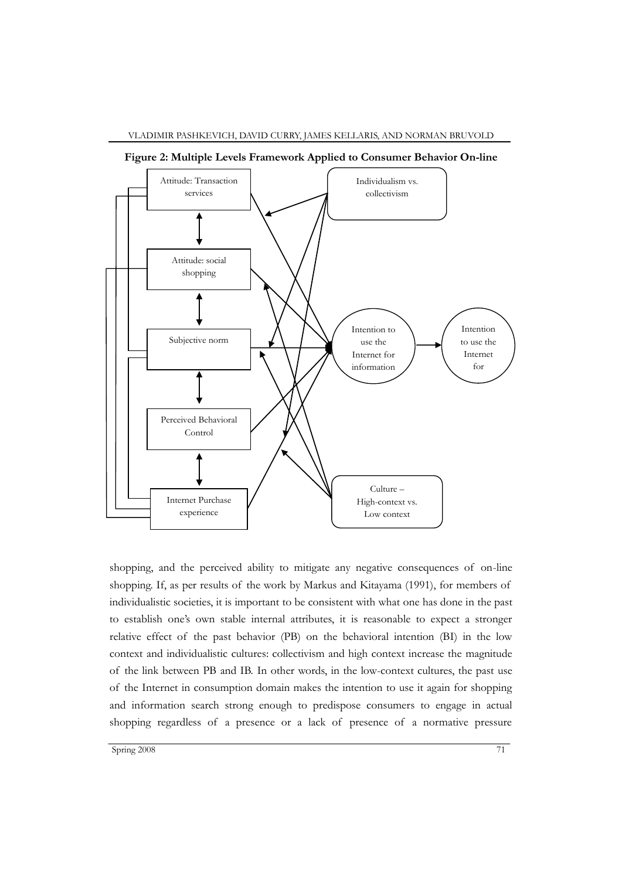**Figure 2: Multiple Levels Framework Applied to Consumer Behavior On-line**

Attitude: Transaction services

Attitude: social shopping

Subjective norm

Perceived Behavioral Control

Internet Purchase experience

Individualism vs. collectivism

Intention to use the Internet for information

Intention to use the Internet for

Culture – High-context vs. Low context

shopping, and the perceived ability to mitigate any negative consequences of on-line shopping. If, as per results of the work by Markus and Kitayama (1991), for members of individualistic societies, it is important to be consistent with what one has done in the past to establish one's own stable internal attributes, it is reasonable to expect a stronger relative effect of the past behavior (PB) on the behavioral intention (BI) in the low context and individualistic cultures: collectivism and high context increase the magnitude of the link between PB and IB. In other words, in the low-context cultures, the past use of the Internet in consumption domain makes the intention to use it again for shopping and information search strong enough to predispose consumers to engage in actual shopping regardless of a presence or a lack of presence of a normative pressure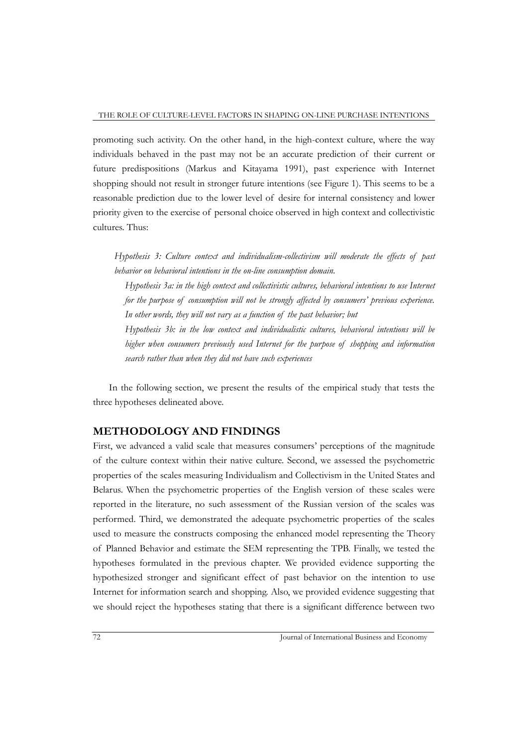promoting such activity. On the other hand, in the high-context culture, where the way individuals behaved in the past may not be an accurate prediction of their current or future predispositions (Markus and Kitayama 1991), past experience with Internet shopping should not result in stronger future intentions (see Figure 1). This seems to be a reasonable prediction due to the lower level of desire for internal consistency and lower priority given to the exercise of personal choice observed in high context and collectivistic cultures. Thus:

> *Hypothesis 3: Culture context and individualism-collectivism will moderate the effects of past behavior on behavioral intentions in the on-line consumption domain.*
>
> *Hypothesis 3a: in the high context and collectivistic cultures, behavioral intentions to use Internet for the purpose of consumption will not be strongly affected by consumers' previous experience. In other words, they will not vary as a function of the past behavior; but*
>
> *Hypothesis 3b: in the low context and individualistic cultures, behavioral intentions will be higher when consumers previously used Internet for the purpose of shopping and information search rather than when they did not have such experiences*

In the following section, we present the results of the empirical study that tests the three hypotheses delineated above.

## METHODOLOGY AND FINDINGS

First, we advanced a valid scale that measures consumers' perceptions of the magnitude of the culture context within their native culture. Second, we assessed the psychometric properties of the scales measuring Individualism and Collectivism in the United States and Belarus. When the psychometric properties of the English version of these scales were reported in the literature, no such assessment of the Russian version of the scales was performed. Third, we demonstrated the adequate psychometric properties of the scales used to measure the constructs composing the enhanced model representing the Theory of Planned Behavior and estimate the SEM representing the TPB. Finally, we tested the hypotheses formulated in the previous chapter. We provided evidence supporting the hypothesized stronger and significant effect of past behavior on the intention to use Internet for information search and shopping. Also, we provided evidence suggesting that we should reject the hypotheses stating that there is a significant difference between two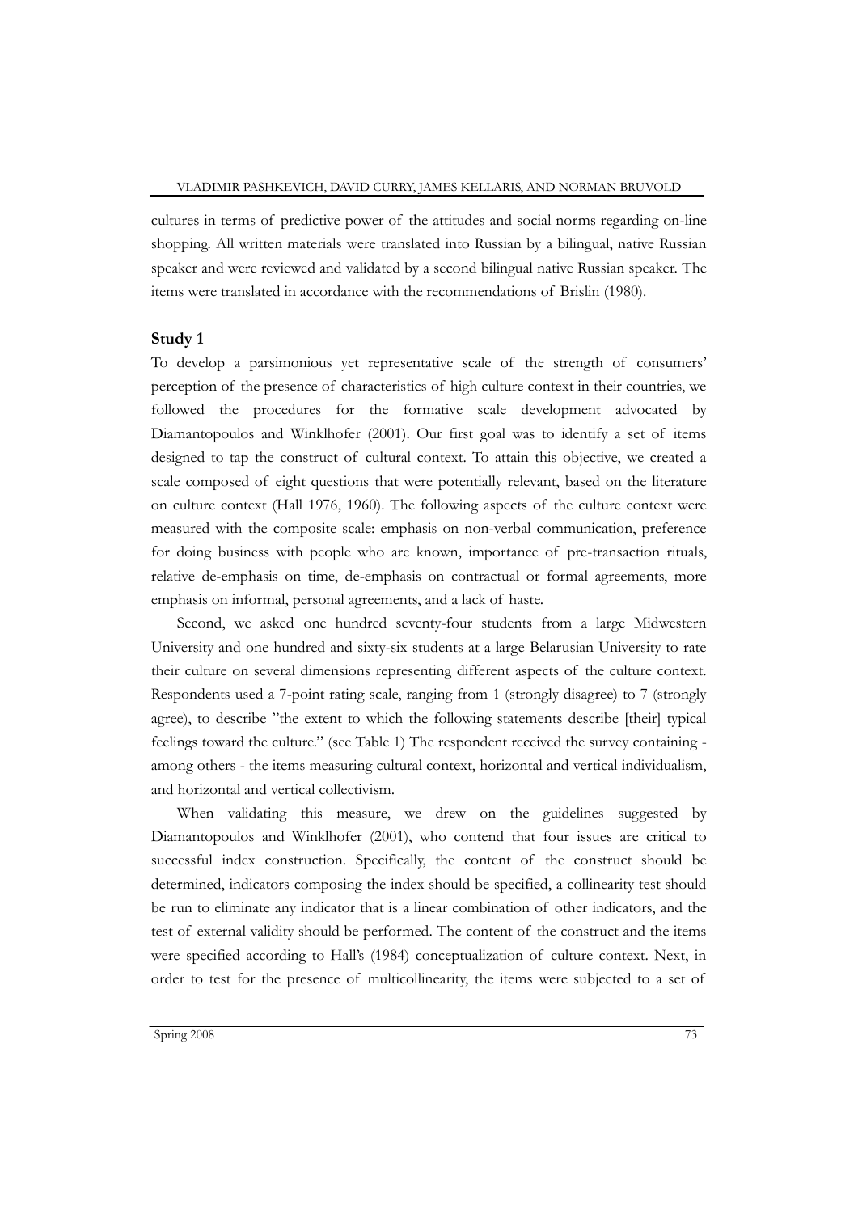cultures in terms of predictive power of the attitudes and social norms regarding on-line shopping. All written materials were translated into Russian by a bilingual, native Russian speaker and were reviewed and validated by a second bilingual native Russian speaker. The items were translated in accordance with the recommendations of Brislin (1980).

## Study 1

To develop a parsimonious yet representative scale of the strength of consumers' perception of the presence of characteristics of high culture context in their countries, we followed the procedures for the formative scale development advocated by Diamantopoulos and Winklhofer (2001). Our first goal was to identify a set of items designed to tap the construct of cultural context. To attain this objective, we created a scale composed of eight questions that were potentially relevant, based on the literature on culture context (Hall 1976, 1960). The following aspects of the culture context were measured with the composite scale: emphasis on non-verbal communication, preference for doing business with people who are known, importance of pre-transaction rituals, relative de-emphasis on time, de-emphasis on contractual or formal agreements, more emphasis on informal, personal agreements, and a lack of haste.

Second, we asked one hundred seventy-four students from a large Midwestern University and one hundred and sixty-six students at a large Belarusian University to rate their culture on several dimensions representing different aspects of the culture context. Respondents used a 7-point rating scale, ranging from 1 (strongly disagree) to 7 (strongly agree), to describe "the extent to which the following statements describe [their] typical feelings toward the culture." (see Table 1) The respondent received the survey containing - among others - the items measuring cultural context, horizontal and vertical individualism, and horizontal and vertical collectivism.

When validating this measure, we drew on the guidelines suggested by Diamantopoulos and Winklhofer (2001), who contend that four issues are critical to successful index construction. Specifically, the content of the construct should be determined, indicators composing the index should be specified, a collinearity test should be run to eliminate any indicator that is a linear combination of other indicators, and the test of external validity should be performed. The content of the construct and the items were specified according to Hall's (1984) conceptualization of culture context. Next, in order to test for the presence of multicollinearity, the items were subjected to a set of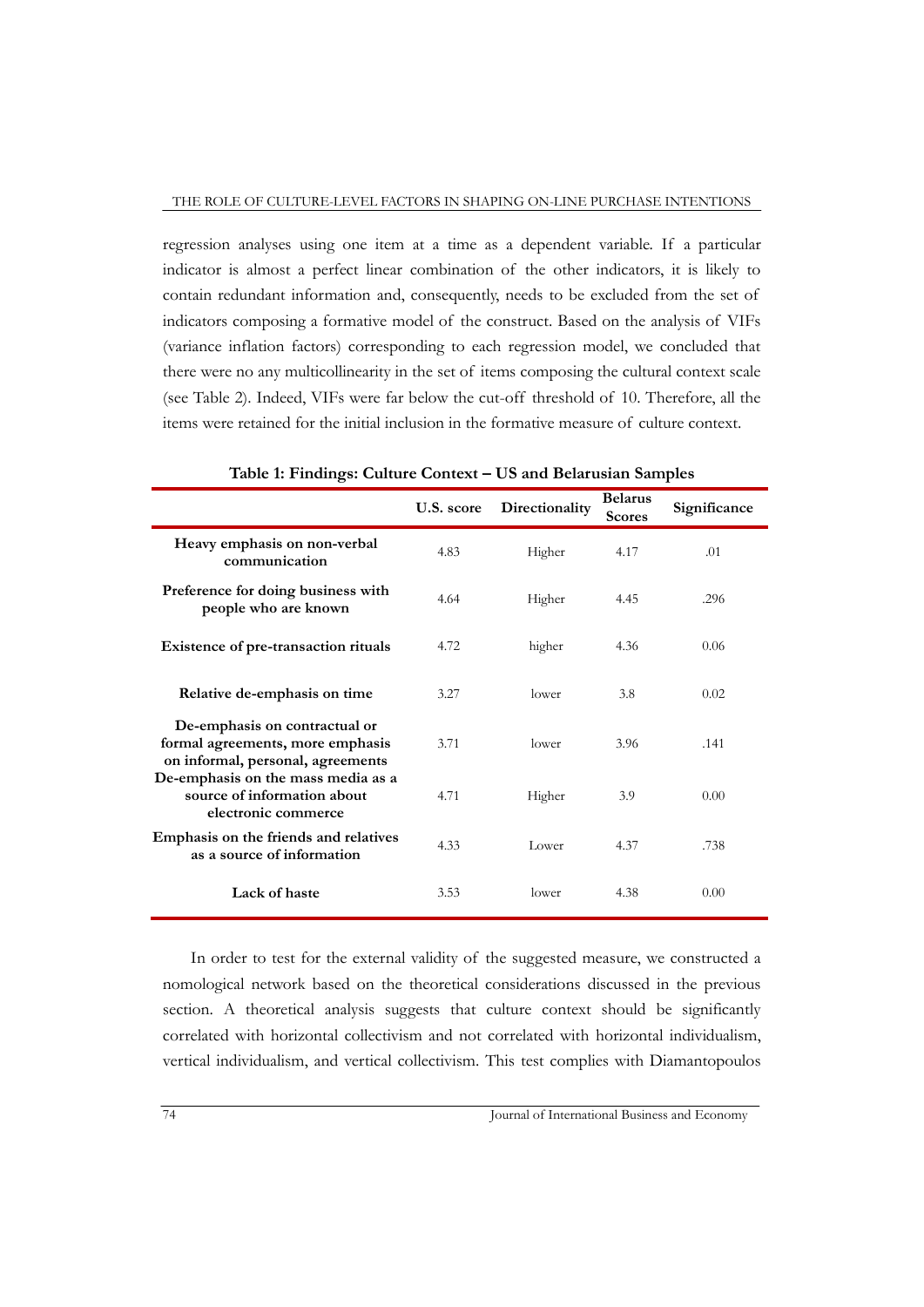regression analyses using one item at a time as a dependent variable. If a particular indicator is almost a perfect linear combination of the other indicators, it is likely to contain redundant information and, consequently, needs to be excluded from the set of indicators composing a formative model of the construct. Based on the analysis of VIFs (variance inflation factors) corresponding to each regression model, we concluded that there were no any multicollinearity in the set of items composing the cultural context scale (see Table 2). Indeed, VIFs were far below the cut-off threshold of 10. Therefore, all the items were retained for the initial inclusion in the formative measure of culture context.

**Table 1: Findings: Culture Context – US and Belarusian Samples**

| | U.S. score | Directionality | Belarus Scores | Significance |
|---|---|---|---|---|
| **Heavy emphasis on non-verbal communication** | 4.83 | Higher | 4.17 | .01 |
| **Preference for doing business with people who are known** | 4.64 | Higher | 4.45 | .296 |
| **Existence of pre-transaction rituals** | 4.72 | higher | 4.36 | 0.06 |
| **Relative de-emphasis on time** | 3.27 | lower | 3.8 | 0.02 |
| **De-emphasis on contractual or formal agreements, more emphasis on informal, personal, agreements** | 3.71 | lower | 3.96 | .141 |
| **De-emphasis on the mass media as a source of information about electronic commerce** | 4.71 | Higher | 3.9 | 0.00 |
| **Emphasis on the friends and relatives as a source of information** | 4.33 | Lower | 4.37 | .738 |
| **Lack of haste** | 3.53 | lower | 4.38 | 0.00 |

In order to test for the external validity of the suggested measure, we constructed a nomological network based on the theoretical considerations discussed in the previous section. A theoretical analysis suggests that culture context should be significantly correlated with horizontal collectivism and not correlated with horizontal individualism, vertical individualism, and vertical collectivism. This test complies with Diamantopoulos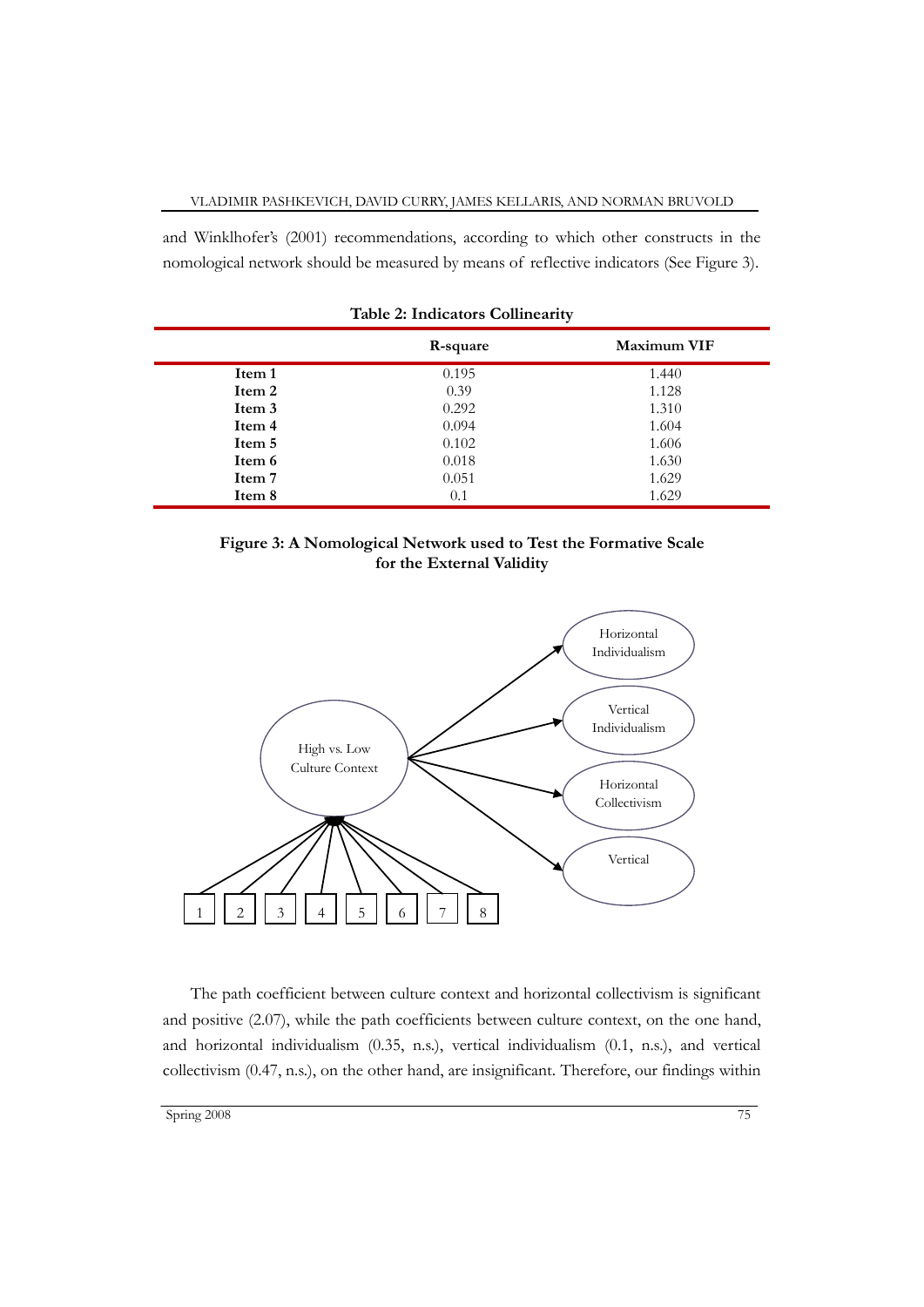and Winklhofer's (2001) recommendations, according to which other constructs in the nomological network should be measured by means of reflective indicators (See Figure 3).

**Table 2: Indicators Collinearity**

| | R-square | Maximum VIF |
|---|---|---|
| **Item 1** | 0.195 | 1.440 |
| **Item 2** | 0.39 | 1.128 |
| **Item 3** | 0.292 | 1.310 |
| **Item 4** | 0.094 | 1.604 |
| **Item 5** | 0.102 | 1.606 |
| **Item 6** | 0.018 | 1.630 |
| **Item 7** | 0.051 | 1.629 |
| **Item 8** | 0.1 | 1.629 |

**Figure 3: A Nomological Network used to Test the Formative Scale for the External Validity**

The path coefficient between culture context and horizontal collectivism is significant and positive (2.07), while the path coefficients between culture context, on the one hand, and horizontal individualism (0.35, n.s.), vertical individualism (0.1, n.s.), and vertical collectivism (0.47, n.s.), on the other hand, are insignificant. Therefore, our findings within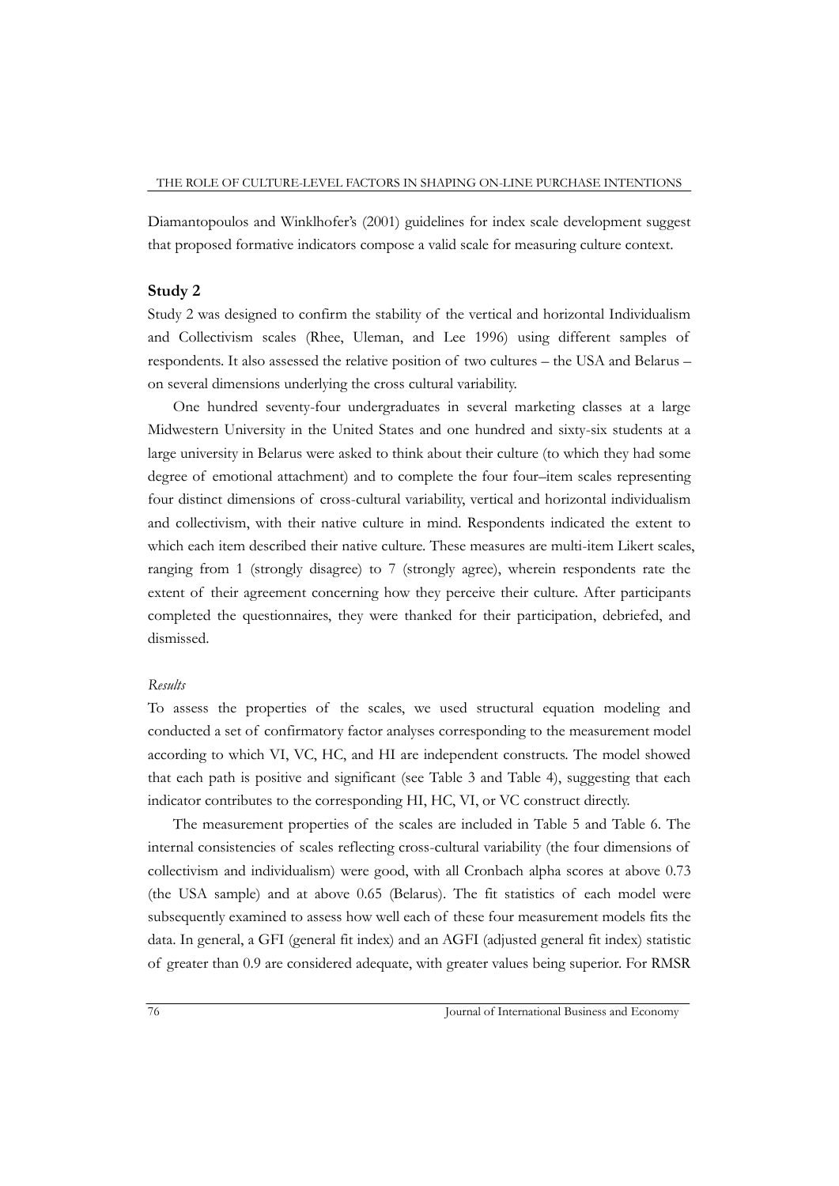Diamantopoulos and Winklhofer's (2001) guidelines for index scale development suggest that proposed formative indicators compose a valid scale for measuring culture context.

## Study 2

Study 2 was designed to confirm the stability of the vertical and horizontal Individualism and Collectivism scales (Rhee, Uleman, and Lee 1996) using different samples of respondents. It also assessed the relative position of two cultures – the USA and Belarus – on several dimensions underlying the cross cultural variability.

One hundred seventy-four undergraduates in several marketing classes at a large Midwestern University in the United States and one hundred and sixty-six students at a large university in Belarus were asked to think about their culture (to which they had some degree of emotional attachment) and to complete the four four–item scales representing four distinct dimensions of cross-cultural variability, vertical and horizontal individualism and collectivism, with their native culture in mind. Respondents indicated the extent to which each item described their native culture. These measures are multi-item Likert scales, ranging from 1 (strongly disagree) to 7 (strongly agree), wherein respondents rate the extent of their agreement concerning how they perceive their culture. After participants completed the questionnaires, they were thanked for their participation, debriefed, and dismissed.

### *Results*

To assess the properties of the scales, we used structural equation modeling and conducted a set of confirmatory factor analyses corresponding to the measurement model according to which VI, VC, HC, and HI are independent constructs. The model showed that each path is positive and significant (see Table 3 and Table 4), suggesting that each indicator contributes to the corresponding HI, HC, VI, or VC construct directly.

The measurement properties of the scales are included in Table 5 and Table 6. The internal consistencies of scales reflecting cross-cultural variability (the four dimensions of collectivism and individualism) were good, with all Cronbach alpha scores at above 0.73 (the USA sample) and at above 0.65 (Belarus). The fit statistics of each model were subsequently examined to assess how well each of these four measurement models fits the data. In general, a GFI (general fit index) and an AGFI (adjusted general fit index) statistic of greater than 0.9 are considered adequate, with greater values being superior. For RMSR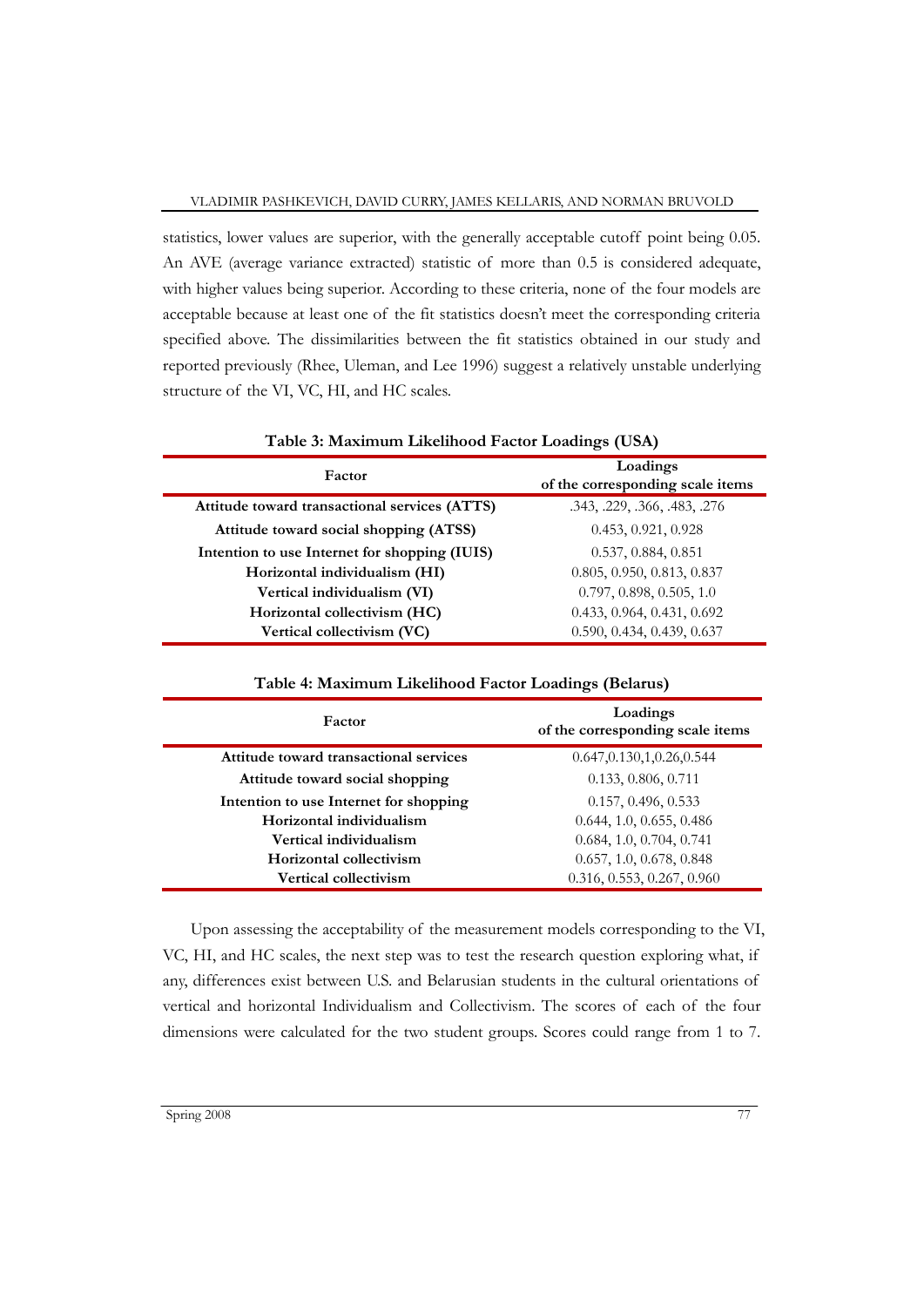statistics, lower values are superior, with the generally acceptable cutoff point being 0.05. An AVE (average variance extracted) statistic of more than 0.5 is considered adequate, with higher values being superior. According to these criteria, none of the four models are acceptable because at least one of the fit statistics doesn't meet the corresponding criteria specified above. The dissimilarities between the fit statistics obtained in our study and reported previously (Rhee, Uleman, and Lee 1996) suggest a relatively unstable underlying structure of the VI, VC, HI, and HC scales.

**Table 3: Maximum Likelihood Factor Loadings (USA)**

| Factor | Loadings of the corresponding scale items |
|---|---|
| **Attitude toward transactional services (ATTS)** | .343, .229, .366, .483, .276 |
| **Attitude toward social shopping (ATSS)** | 0.453, 0.921, 0.928 |
| **Intention to use Internet for shopping (IUIS)** | 0.537, 0.884, 0.851 |
| **Horizontal individualism (HI)** | 0.805, 0.950, 0.813, 0.837 |
| **Vertical individualism (VI)** | 0.797, 0.898, 0.505, 1.0 |
| **Horizontal collectivism (HC)** | 0.433, 0.964, 0.431, 0.692 |
| **Vertical collectivism (VC)** | 0.590, 0.434, 0.439, 0.637 |

**Table 4: Maximum Likelihood Factor Loadings (Belarus)**

| Factor | Loadings of the corresponding scale items |
|---|---|
| **Attitude toward transactional services** | 0.647,0.130,1,0.26,0.544 |
| **Attitude toward social shopping** | 0.133, 0.806, 0.711 |
| **Intention to use Internet for shopping** | 0.157, 0.496, 0.533 |
| **Horizontal individualism** | 0.644, 1.0, 0.655, 0.486 |
| **Vertical individualism** | 0.684, 1.0, 0.704, 0.741 |
| **Horizontal collectivism** | 0.657, 1.0, 0.678, 0.848 |
| **Vertical collectivism** | 0.316, 0.553, 0.267, 0.960 |

Upon assessing the acceptability of the measurement models corresponding to the VI, VC, HI, and HC scales, the next step was to test the research question exploring what, if any, differences exist between U.S. and Belarusian students in the cultural orientations of vertical and horizontal Individualism and Collectivism. The scores of each of the four dimensions were calculated for the two student groups. Scores could range from 1 to 7.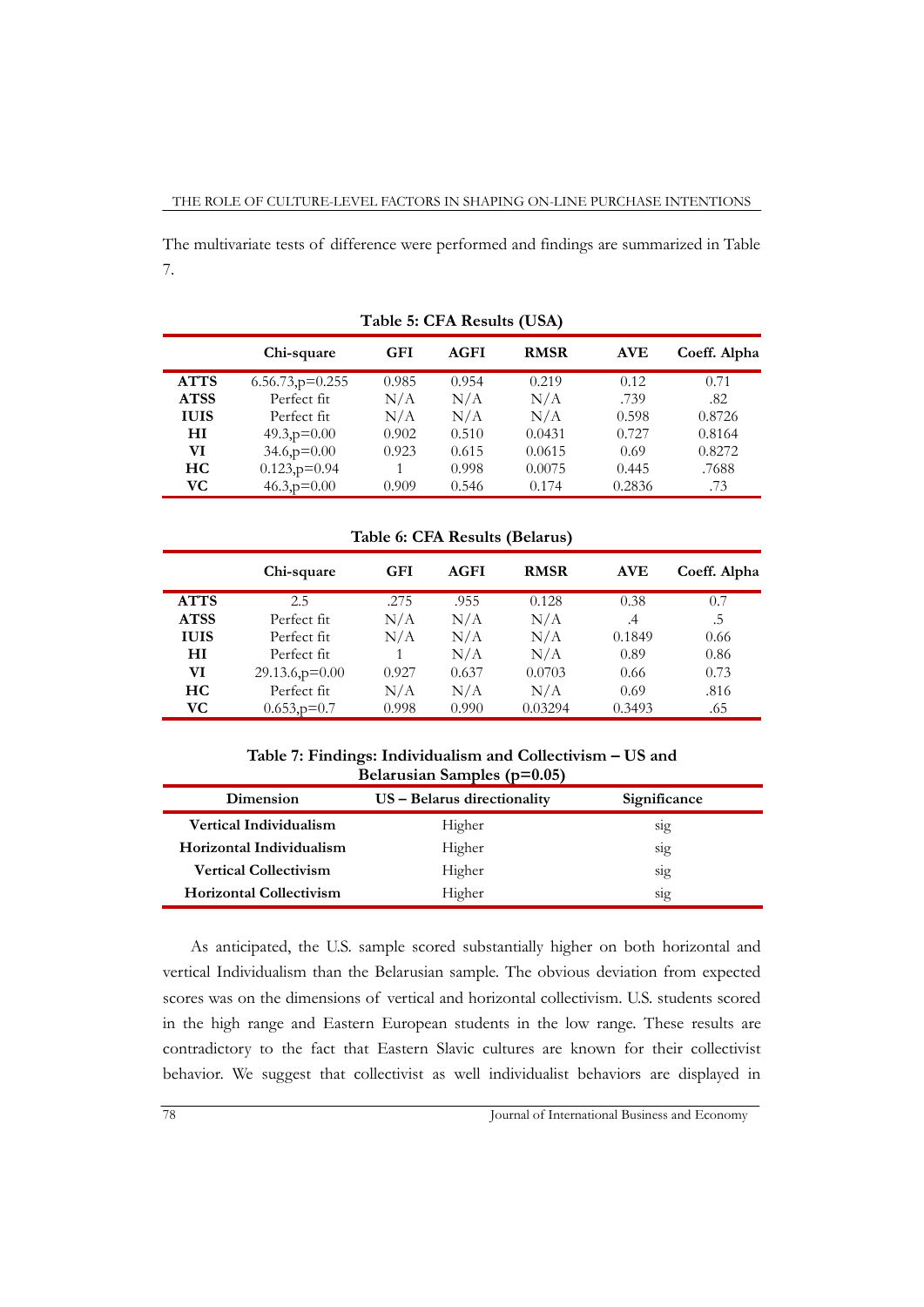The multivariate tests of difference were performed and findings are summarized in Table 7.

**Table 5: CFA Results (USA)**

| | Chi-square | GFI | AGFI | RMSR | AVE | Coeff. Alpha |
|---|---|---|---|---|---|---|
| **ATTS** | 6.56.73,p=0.255 | 0.985 | 0.954 | 0.219 | 0.12 | 0.71 |
| **ATSS** | Perfect fit | N/A | N/A | N/A | .739 | .82 |
| **IUIS** | Perfect fit | N/A | N/A | N/A | 0.598 | 0.8726 |
| **HI** | 49.3,p=0.00 | 0.902 | 0.510 | 0.0431 | 0.727 | 0.8164 |
| **VI** | 34.6,p=0.00 | 0.923 | 0.615 | 0.0615 | 0.69 | 0.8272 |
| **HC** | 0.123,p=0.94 | 1 | 0.998 | 0.0075 | 0.445 | .7688 |
| **VC** | 46.3,p=0.00 | 0.909 | 0.546 | 0.174 | 0.2836 | .73 |

**Table 6: CFA Results (Belarus)**

| | Chi-square | GFI | AGFI | RMSR | AVE | Coeff. Alpha |
|---|---|---|---|---|---|---|
| **ATTS** | 2.5 | .275 | .955 | 0.128 | 0.38 | 0.7 |
| **ATSS** | Perfect fit | N/A | N/A | N/A | .4 | .5 |
| **IUIS** | Perfect fit | N/A | N/A | N/A | 0.1849 | 0.66 |
| **HI** | Perfect fit | 1 | N/A | N/A | 0.89 | 0.86 |
| **VI** | 29.13.6,p=0.00 | 0.927 | 0.637 | 0.0703 | 0.66 | 0.73 |
| **HC** | Perfect fit | N/A | N/A | N/A | 0.69 | .816 |
| **VC** | 0.653,p=0.7 | 0.998 | 0.990 | 0.03294 | 0.3493 | .65 |

**Table 7: Findings: Individualism and Collectivism – US and Belarusian Samples (p=0.05)**

| Dimension | US – Belarus directionality | Significance |
|---|---|---|
| **Vertical Individualism** | Higher | sig |
| **Horizontal Individualism** | Higher | sig |
| **Vertical Collectivism** | Higher | sig |
| **Horizontal Collectivism** | Higher | sig |

As anticipated, the U.S. sample scored substantially higher on both horizontal and vertical Individualism than the Belarusian sample. The obvious deviation from expected scores was on the dimensions of vertical and horizontal collectivism. U.S. students scored in the high range and Eastern European students in the low range. These results are contradictory to the fact that Eastern Slavic cultures are known for their collectivist behavior. We suggest that collectivist as well individualist behaviors are displayed in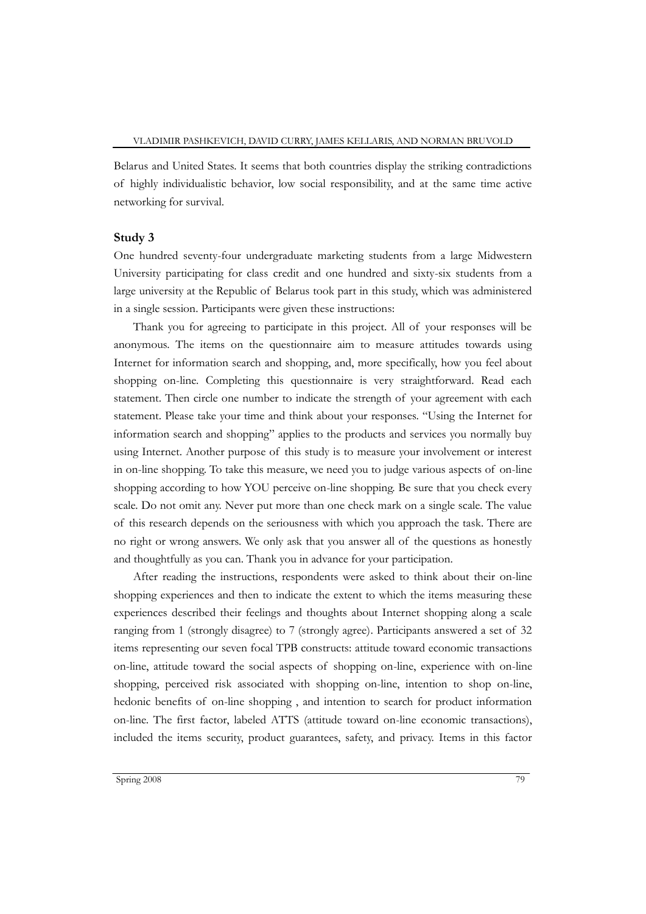Belarus and United States. It seems that both countries display the striking contradictions of highly individualistic behavior, low social responsibility, and at the same time active networking for survival.

## Study 3

One hundred seventy-four undergraduate marketing students from a large Midwestern University participating for class credit and one hundred and sixty-six students from a large university at the Republic of Belarus took part in this study, which was administered in a single session. Participants were given these instructions:

Thank you for agreeing to participate in this project. All of your responses will be anonymous. The items on the questionnaire aim to measure attitudes towards using Internet for information search and shopping, and, more specifically, how you feel about shopping on-line. Completing this questionnaire is very straightforward. Read each statement. Then circle one number to indicate the strength of your agreement with each statement. Please take your time and think about your responses. "Using the Internet for information search and shopping" applies to the products and services you normally buy using Internet. Another purpose of this study is to measure your involvement or interest in on-line shopping. To take this measure, we need you to judge various aspects of on-line shopping according to how YOU perceive on-line shopping. Be sure that you check every scale. Do not omit any. Never put more than one check mark on a single scale. The value of this research depends on the seriousness with which you approach the task. There are no right or wrong answers. We only ask that you answer all of the questions as honestly and thoughtfully as you can. Thank you in advance for your participation.

After reading the instructions, respondents were asked to think about their on-line shopping experiences and then to indicate the extent to which the items measuring these experiences described their feelings and thoughts about Internet shopping along a scale ranging from 1 (strongly disagree) to 7 (strongly agree). Participants answered a set of 32 items representing our seven focal TPB constructs: attitude toward economic transactions on-line, attitude toward the social aspects of shopping on-line, experience with on-line shopping, perceived risk associated with shopping on-line, intention to shop on-line, hedonic benefits of on-line shopping , and intention to search for product information on-line. The first factor, labeled ATTS (attitude toward on-line economic transactions), included the items security, product guarantees, safety, and privacy. Items in this factor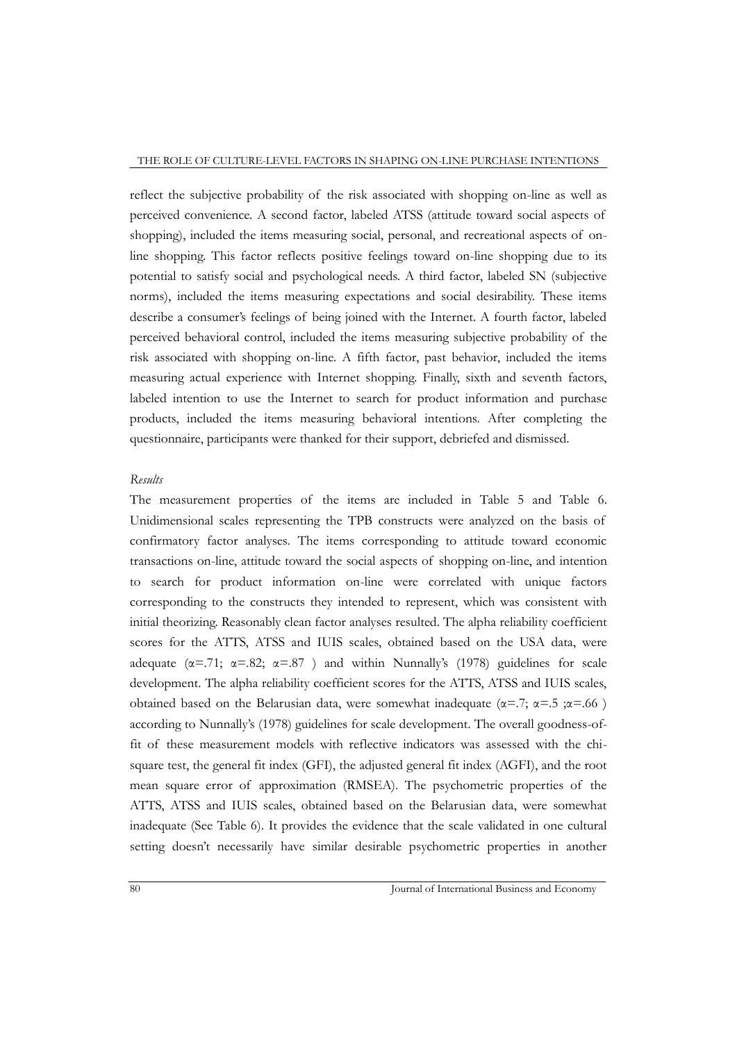reflect the subjective probability of the risk associated with shopping on-line as well as perceived convenience. A second factor, labeled ATSS (attitude toward social aspects of shopping), included the items measuring social, personal, and recreational aspects of on-line shopping. This factor reflects positive feelings toward on-line shopping due to its potential to satisfy social and psychological needs. A third factor, labeled SN (subjective norms), included the items measuring expectations and social desirability. These items describe a consumer's feelings of being joined with the Internet. A fourth factor, labeled perceived behavioral control, included the items measuring subjective probability of the risk associated with shopping on-line. A fifth factor, past behavior, included the items measuring actual experience with Internet shopping. Finally, sixth and seventh factors, labeled intention to use the Internet to search for product information and purchase products, included the items measuring behavioral intentions. After completing the questionnaire, participants were thanked for their support, debriefed and dismissed.

*Results*

The measurement properties of the items are included in Table 5 and Table 6. Unidimensional scales representing the TPB constructs were analyzed on the basis of confirmatory factor analyses. The items corresponding to attitude toward economic transactions on-line, attitude toward the social aspects of shopping on-line, and intention to search for product information on-line were correlated with unique factors corresponding to the constructs they intended to represent, which was consistent with initial theorizing. Reasonably clean factor analyses resulted. The alpha reliability coefficient scores for the ATTS, ATSS and IUIS scales, obtained based on the USA data, were adequate ($\alpha$=.71; $\alpha$=.82; $\alpha$=.87 ) and within Nunnally's (1978) guidelines for scale development. The alpha reliability coefficient scores for the ATTS, ATSS and IUIS scales, obtained based on the Belarusian data, were somewhat inadequate ($\alpha$=.7; $\alpha$=.5 ;$\alpha$=.66 ) according to Nunnally's (1978) guidelines for scale development. The overall goodness-of-fit of these measurement models with reflective indicators was assessed with the chi-square test, the general fit index (GFI), the adjusted general fit index (AGFI), and the root mean square error of approximation (RMSEA). The psychometric properties of the ATTS, ATSS and IUIS scales, obtained based on the Belarusian data, were somewhat inadequate (See Table 6). It provides the evidence that the scale validated in one cultural setting doesn't necessarily have similar desirable psychometric properties in another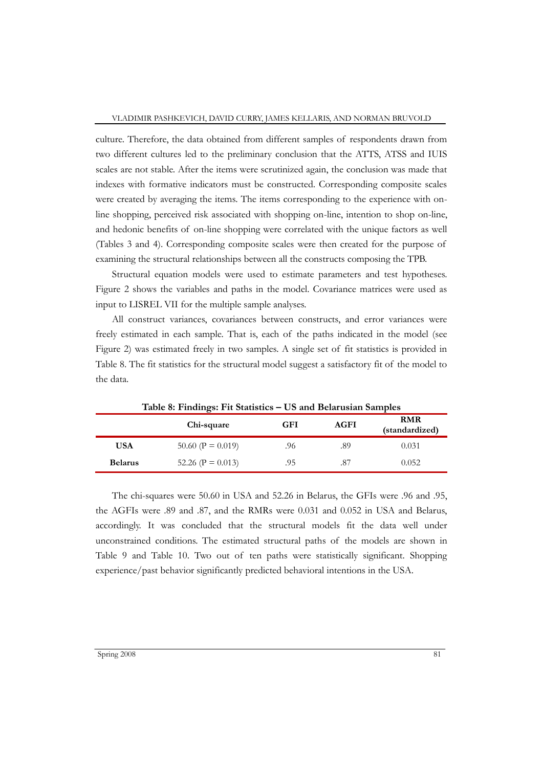culture. Therefore, the data obtained from different samples of respondents drawn from two different cultures led to the preliminary conclusion that the ATTS, ATSS and IUIS scales are not stable. After the items were scrutinized again, the conclusion was made that indexes with formative indicators must be constructed. Corresponding composite scales were created by averaging the items. The items corresponding to the experience with on-line shopping, perceived risk associated with shopping on-line, intention to shop on-line, and hedonic benefits of on-line shopping were correlated with the unique factors as well (Tables 3 and 4). Corresponding composite scales were then created for the purpose of examining the structural relationships between all the constructs composing the TPB.

Structural equation models were used to estimate parameters and test hypotheses. Figure 2 shows the variables and paths in the model. Covariance matrices were used as input to LISREL VII for the multiple sample analyses.

All construct variances, covariances between constructs, and error variances were freely estimated in each sample. That is, each of the paths indicated in the model (see Figure 2) was estimated freely in two samples. A single set of fit statistics is provided in Table 8. The fit statistics for the structural model suggest a satisfactory fit of the model to the data.

**Table 8: Findings: Fit Statistics – US and Belarusian Samples**

| | Chi-square | GFI | AGFI | RMR (standardized) |
|---|---|---|---|---|
| **USA** | 50.60 (P = 0.019) | .96 | .89 | 0.031 |
| **Belarus** | 52.26 (P = 0.013) | .95 | .87 | 0.052 |

The chi-squares were 50.60 in USA and 52.26 in Belarus, the GFIs were .96 and .95, the AGFIs were .89 and .87, and the RMRs were 0.031 and 0.052 in USA and Belarus, accordingly. It was concluded that the structural models fit the data well under unconstrained conditions. The estimated structural paths of the models are shown in Table 9 and Table 10. Two out of ten paths were statistically significant. Shopping experience/past behavior significantly predicted behavioral intentions in the USA.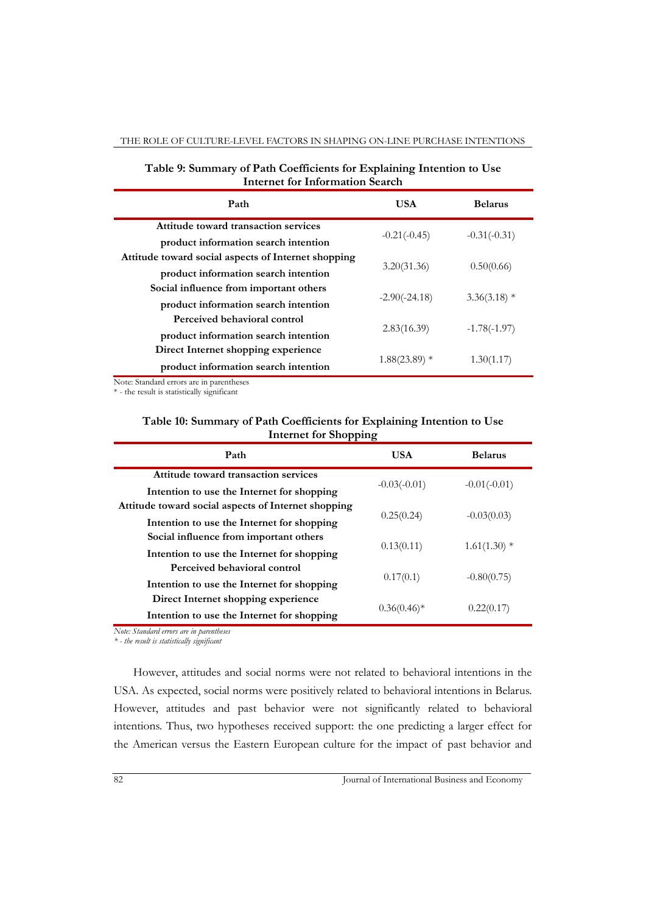**Table 9: Summary of Path Coefficients for Explaining Intention to Use Internet for Information Search**

| Path | USA | Belarus |
|---|---|---|
| Attitude toward transaction services product information search intention | -0.21(-0.45) | -0.31(-0.31) |
| Attitude toward social aspects of Internet shopping product information search intention | 3.20(31.36) | 0.50(0.66) |
| Social influence from important others product information search intention | -2.90(-24.18) | 3.36(3.18) * |
| Perceived behavioral control product information search intention | 2.83(16.39) | -1.78(-1.97) |
| Direct Internet shopping experience product information search intention | 1.88(23.89) * | 1.30(1.17) |

Note: Standard errors are in parentheses
\* - the result is statistically significant

**Table 10: Summary of Path Coefficients for Explaining Intention to Use Internet for Shopping**

| Path | USA | Belarus |
|---|---|---|
| Attitude toward transaction services Intention to use the Internet for shopping | -0.03(-0.01) | -0.01(-0.01) |
| Attitude toward social aspects of Internet shopping Intention to use the Internet for shopping | 0.25(0.24) | -0.03(0.03) |
| Social influence from important others Intention to use the Internet for shopping | 0.13(0.11) | 1.61(1.30) * |
| Perceived behavioral control Intention to use the Internet for shopping | 0.17(0.1) | -0.80(0.75) |
| Direct Internet shopping experience Intention to use the Internet for shopping | 0.36(0.46)* | 0.22(0.17) |

*Note: Standard errors are in parentheses*
*\* - the result is statistically significant*

However, attitudes and social norms were not related to behavioral intentions in the USA. As expected, social norms were positively related to behavioral intentions in Belarus. However, attitudes and past behavior were not significantly related to behavioral intentions. Thus, two hypotheses received support: the one predicting a larger effect for the American versus the Eastern European culture for the impact of past behavior and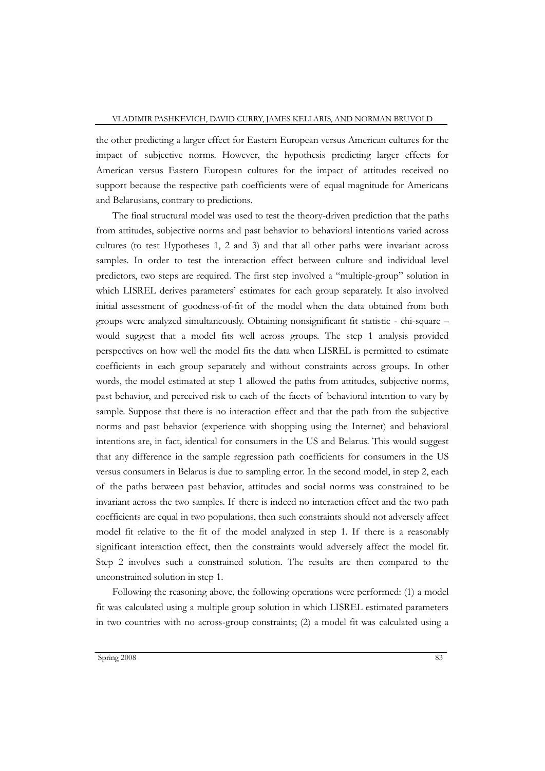the other predicting a larger effect for Eastern European versus American cultures for the impact of subjective norms. However, the hypothesis predicting larger effects for American versus Eastern European cultures for the impact of attitudes received no support because the respective path coefficients were of equal magnitude for Americans and Belarusians, contrary to predictions.

The final structural model was used to test the theory-driven prediction that the paths from attitudes, subjective norms and past behavior to behavioral intentions varied across cultures (to test Hypotheses 1, 2 and 3) and that all other paths were invariant across samples. In order to test the interaction effect between culture and individual level predictors, two steps are required. The first step involved a "multiple-group" solution in which LISREL derives parameters' estimates for each group separately. It also involved initial assessment of goodness-of-fit of the model when the data obtained from both groups were analyzed simultaneously. Obtaining nonsignificant fit statistic - chi-square – would suggest that a model fits well across groups. The step 1 analysis provided perspectives on how well the model fits the data when LISREL is permitted to estimate coefficients in each group separately and without constraints across groups. In other words, the model estimated at step 1 allowed the paths from attitudes, subjective norms, past behavior, and perceived risk to each of the facets of behavioral intention to vary by sample. Suppose that there is no interaction effect and that the path from the subjective norms and past behavior (experience with shopping using the Internet) and behavioral intentions are, in fact, identical for consumers in the US and Belarus. This would suggest that any difference in the sample regression path coefficients for consumers in the US versus consumers in Belarus is due to sampling error. In the second model, in step 2, each of the paths between past behavior, attitudes and social norms was constrained to be invariant across the two samples. If there is indeed no interaction effect and the two path coefficients are equal in two populations, then such constraints should not adversely affect model fit relative to the fit of the model analyzed in step 1. If there is a reasonably significant interaction effect, then the constraints would adversely affect the model fit. Step 2 involves such a constrained solution. The results are then compared to the unconstrained solution in step 1.

Following the reasoning above, the following operations were performed: (1) a model fit was calculated using a multiple group solution in which LISREL estimated parameters in two countries with no across-group constraints; (2) a model fit was calculated using a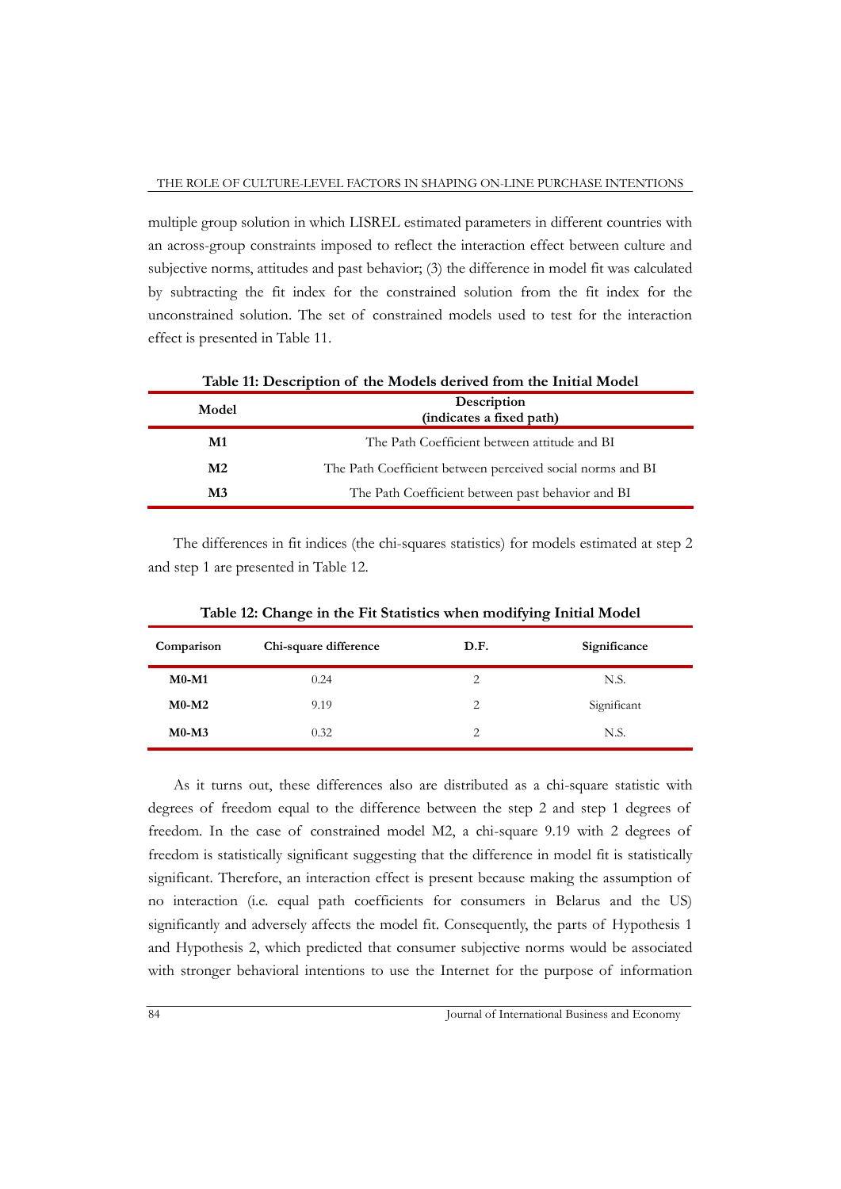multiple group solution in which LISREL estimated parameters in different countries with an across-group constraints imposed to reflect the interaction effect between culture and subjective norms, attitudes and past behavior; (3) the difference in model fit was calculated by subtracting the fit index for the constrained solution from the fit index for the unconstrained solution. The set of constrained models used to test for the interaction effect is presented in Table 11.

**Table 11: Description of the Models derived from the Initial Model**

| Model | Description (indicates a fixed path) |
|---|---|
| **M1** | The Path Coefficient between attitude and BI |
| **M2** | The Path Coefficient between perceived social norms and BI |
| **M3** | The Path Coefficient between past behavior and BI |

The differences in fit indices (the chi-squares statistics) for models estimated at step 2 and step 1 are presented in Table 12.

**Table 12: Change in the Fit Statistics when modifying Initial Model**

| Comparison | Chi-square difference | D.F. | Significance |
|---|---|---|---|
| **M0-M1** | 0.24 | 2 | N.S. |
| **M0-M2** | 9.19 | 2 | Significant |
| **M0-M3** | 0.32 | 2 | N.S. |

As it turns out, these differences also are distributed as a chi-square statistic with degrees of freedom equal to the difference between the step 2 and step 1 degrees of freedom. In the case of constrained model M2, a chi-square 9.19 with 2 degrees of freedom is statistically significant suggesting that the difference in model fit is statistically significant. Therefore, an interaction effect is present because making the assumption of no interaction (i.e. equal path coefficients for consumers in Belarus and the US) significantly and adversely affects the model fit. Consequently, the parts of Hypothesis 1 and Hypothesis 2, which predicted that consumer subjective norms would be associated with stronger behavioral intentions to use the Internet for the purpose of information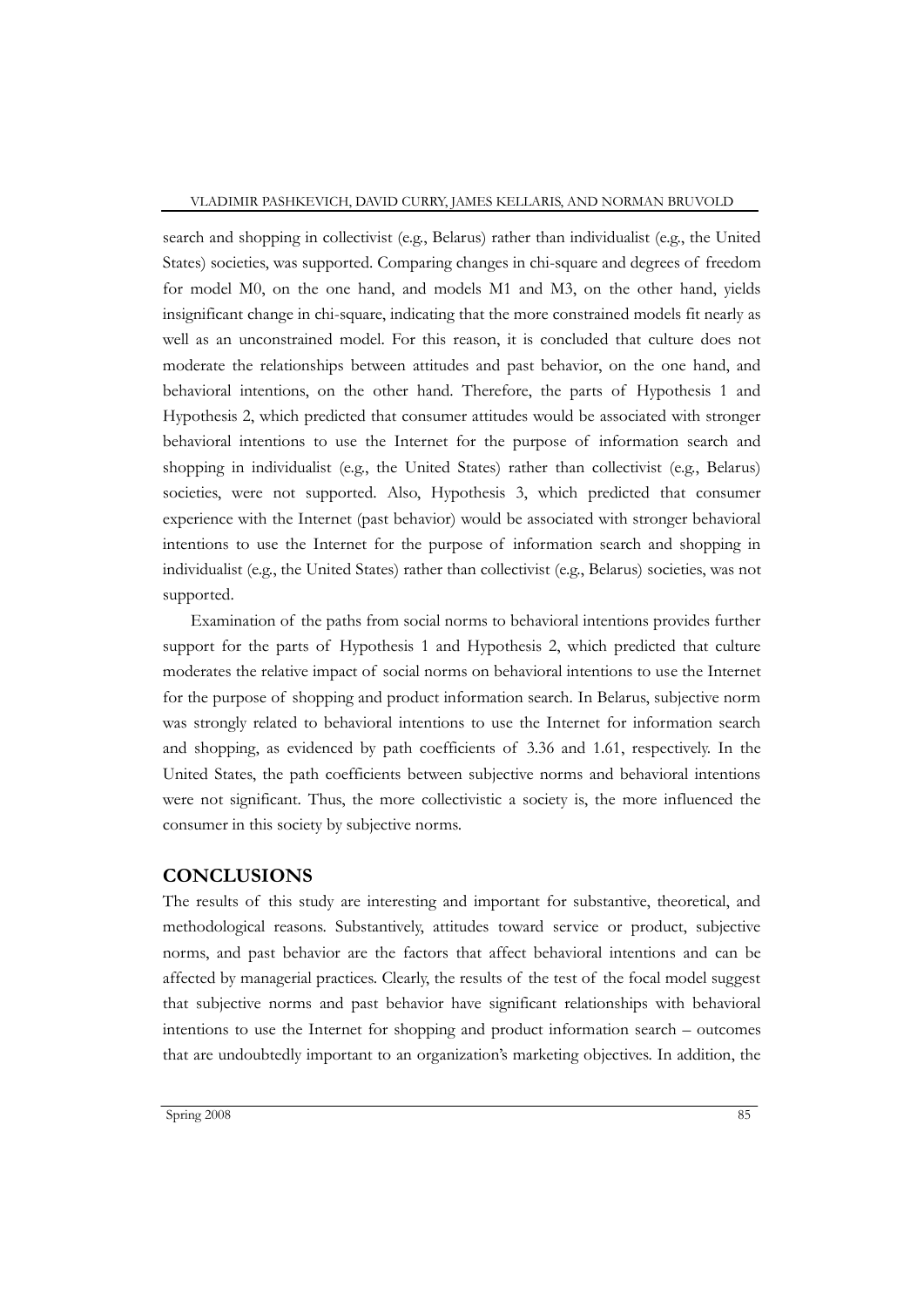search and shopping in collectivist (e.g., Belarus) rather than individualist (e.g., the United States) societies, was supported. Comparing changes in chi-square and degrees of freedom for model M0, on the one hand, and models M1 and M3, on the other hand, yields insignificant change in chi-square, indicating that the more constrained models fit nearly as well as an unconstrained model. For this reason, it is concluded that culture does not moderate the relationships between attitudes and past behavior, on the one hand, and behavioral intentions, on the other hand. Therefore, the parts of Hypothesis 1 and Hypothesis 2, which predicted that consumer attitudes would be associated with stronger behavioral intentions to use the Internet for the purpose of information search and shopping in individualist (e.g., the United States) rather than collectivist (e.g., Belarus) societies, were not supported. Also, Hypothesis 3, which predicted that consumer experience with the Internet (past behavior) would be associated with stronger behavioral intentions to use the Internet for the purpose of information search and shopping in individualist (e.g., the United States) rather than collectivist (e.g., Belarus) societies, was not supported.

Examination of the paths from social norms to behavioral intentions provides further support for the parts of Hypothesis 1 and Hypothesis 2, which predicted that culture moderates the relative impact of social norms on behavioral intentions to use the Internet for the purpose of shopping and product information search. In Belarus, subjective norm was strongly related to behavioral intentions to use the Internet for information search and shopping, as evidenced by path coefficients of 3.36 and 1.61, respectively. In the United States, the path coefficients between subjective norms and behavioral intentions were not significant. Thus, the more collectivistic a society is, the more influenced the consumer in this society by subjective norms.

## CONCLUSIONS

The results of this study are interesting and important for substantive, theoretical, and methodological reasons. Substantively, attitudes toward service or product, subjective norms, and past behavior are the factors that affect behavioral intentions and can be affected by managerial practices. Clearly, the results of the test of the focal model suggest that subjective norms and past behavior have significant relationships with behavioral intentions to use the Internet for shopping and product information search – outcomes that are undoubtedly important to an organization's marketing objectives. In addition, the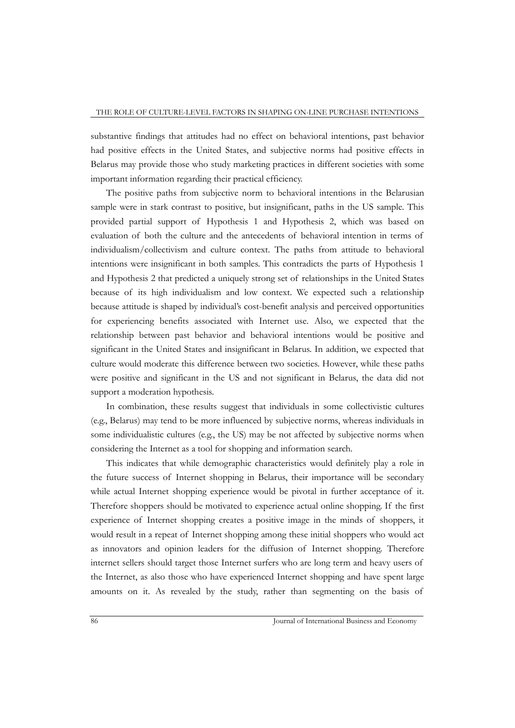substantive findings that attitudes had no effect on behavioral intentions, past behavior had positive effects in the United States, and subjective norms had positive effects in Belarus may provide those who study marketing practices in different societies with some important information regarding their practical efficiency.

The positive paths from subjective norm to behavioral intentions in the Belarusian sample were in stark contrast to positive, but insignificant, paths in the US sample. This provided partial support of Hypothesis 1 and Hypothesis 2, which was based on evaluation of both the culture and the antecedents of behavioral intention in terms of individualism/collectivism and culture context. The paths from attitude to behavioral intentions were insignificant in both samples. This contradicts the parts of Hypothesis 1 and Hypothesis 2 that predicted a uniquely strong set of relationships in the United States because of its high individualism and low context. We expected such a relationship because attitude is shaped by individual's cost-benefit analysis and perceived opportunities for experiencing benefits associated with Internet use. Also, we expected that the relationship between past behavior and behavioral intentions would be positive and significant in the United States and insignificant in Belarus. In addition, we expected that culture would moderate this difference between two societies. However, while these paths were positive and significant in the US and not significant in Belarus, the data did not support a moderation hypothesis.

In combination, these results suggest that individuals in some collectivistic cultures (e.g., Belarus) may tend to be more influenced by subjective norms, whereas individuals in some individualistic cultures (e.g., the US) may be not affected by subjective norms when considering the Internet as a tool for shopping and information search.

This indicates that while demographic characteristics would definitely play a role in the future success of Internet shopping in Belarus, their importance will be secondary while actual Internet shopping experience would be pivotal in further acceptance of it. Therefore shoppers should be motivated to experience actual online shopping. If the first experience of Internet shopping creates a positive image in the minds of shoppers, it would result in a repeat of Internet shopping among these initial shoppers who would act as innovators and opinion leaders for the diffusion of Internet shopping. Therefore internet sellers should target those Internet surfers who are long term and heavy users of the Internet, as also those who have experienced Internet shopping and have spent large amounts on it. As revealed by the study, rather than segmenting on the basis of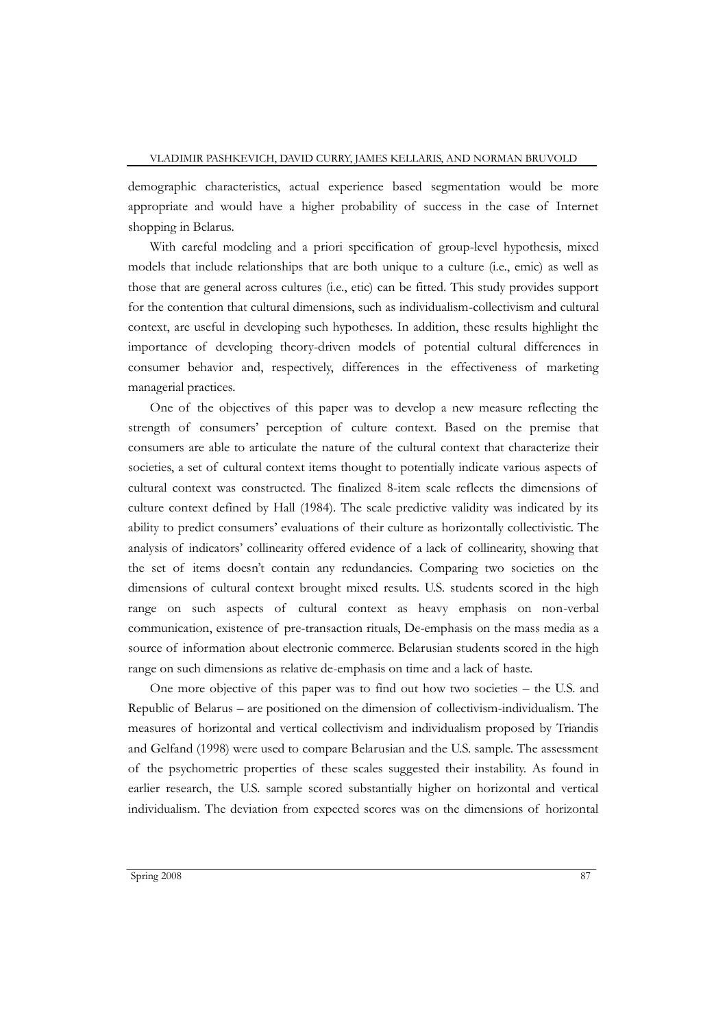demographic characteristics, actual experience based segmentation would be more appropriate and would have a higher probability of success in the case of Internet shopping in Belarus.

With careful modeling and a priori specification of group-level hypothesis, mixed models that include relationships that are both unique to a culture (i.e., emic) as well as those that are general across cultures (i.e., etic) can be fitted. This study provides support for the contention that cultural dimensions, such as individualism-collectivism and cultural context, are useful in developing such hypotheses. In addition, these results highlight the importance of developing theory-driven models of potential cultural differences in consumer behavior and, respectively, differences in the effectiveness of marketing managerial practices.

One of the objectives of this paper was to develop a new measure reflecting the strength of consumers' perception of culture context. Based on the premise that consumers are able to articulate the nature of the cultural context that characterize their societies, a set of cultural context items thought to potentially indicate various aspects of cultural context was constructed. The finalized 8-item scale reflects the dimensions of culture context defined by Hall (1984). The scale predictive validity was indicated by its ability to predict consumers' evaluations of their culture as horizontally collectivistic. The analysis of indicators' collinearity offered evidence of a lack of collinearity, showing that the set of items doesn't contain any redundancies. Comparing two societies on the dimensions of cultural context brought mixed results. U.S. students scored in the high range on such aspects of cultural context as heavy emphasis on non-verbal communication, existence of pre-transaction rituals, De-emphasis on the mass media as a source of information about electronic commerce. Belarusian students scored in the high range on such dimensions as relative de-emphasis on time and a lack of haste.

One more objective of this paper was to find out how two societies – the U.S. and Republic of Belarus – are positioned on the dimension of collectivism-individualism. The measures of horizontal and vertical collectivism and individualism proposed by Triandis and Gelfand (1998) were used to compare Belarusian and the U.S. sample. The assessment of the psychometric properties of these scales suggested their instability. As found in earlier research, the U.S. sample scored substantially higher on horizontal and vertical individualism. The deviation from expected scores was on the dimensions of horizontal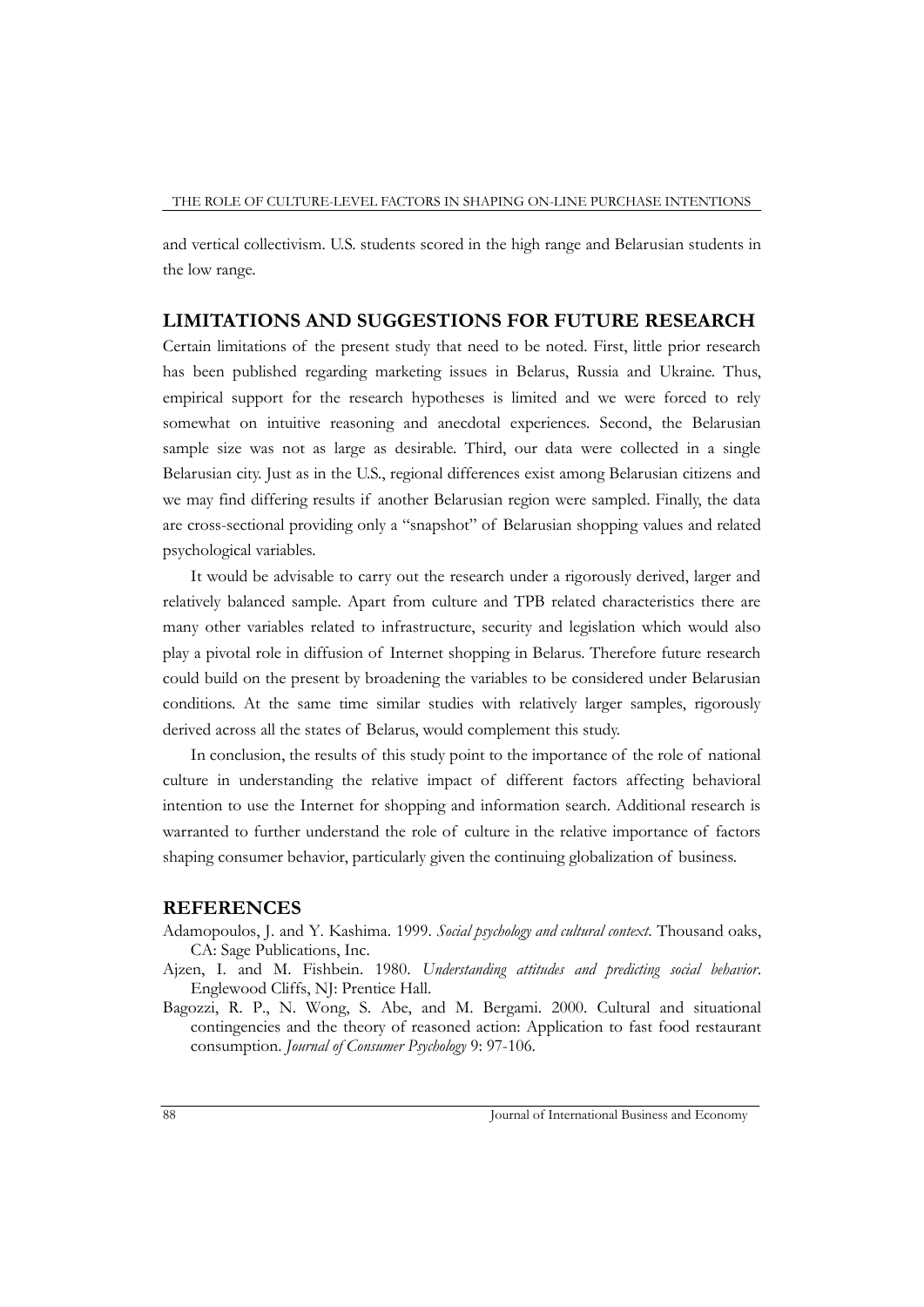and vertical collectivism. U.S. students scored in the high range and Belarusian students in the low range.

## LIMITATIONS AND SUGGESTIONS FOR FUTURE RESEARCH

Certain limitations of the present study that need to be noted. First, little prior research has been published regarding marketing issues in Belarus, Russia and Ukraine. Thus, empirical support for the research hypotheses is limited and we were forced to rely somewhat on intuitive reasoning and anecdotal experiences. Second, the Belarusian sample size was not as large as desirable. Third, our data were collected in a single Belarusian city. Just as in the U.S., regional differences exist among Belarusian citizens and we may find differing results if another Belarusian region were sampled. Finally, the data are cross-sectional providing only a "snapshot" of Belarusian shopping values and related psychological variables.

It would be advisable to carry out the research under a rigorously derived, larger and relatively balanced sample. Apart from culture and TPB related characteristics there are many other variables related to infrastructure, security and legislation which would also play a pivotal role in diffusion of Internet shopping in Belarus. Therefore future research could build on the present by broadening the variables to be considered under Belarusian conditions. At the same time similar studies with relatively larger samples, rigorously derived across all the states of Belarus, would complement this study.

In conclusion, the results of this study point to the importance of the role of national culture in understanding the relative impact of different factors affecting behavioral intention to use the Internet for shopping and information search. Additional research is warranted to further understand the role of culture in the relative importance of factors shaping consumer behavior, particularly given the continuing globalization of business.

## REFERENCES

Adamopoulos, J. and Y. Kashima. 1999. *Social psychology and cultural context*. Thousand oaks, CA: Sage Publications, Inc.

Ajzen, I. and M. Fishbein. 1980. *Understanding attitudes and predicting social behavior*. Englewood Cliffs, NJ: Prentice Hall.

Bagozzi, R. P., N. Wong, S. Abe, and M. Bergami. 2000. Cultural and situational contingencies and the theory of reasoned action: Application to fast food restaurant consumption. *Journal of Consumer Psychology* 9: 97-106.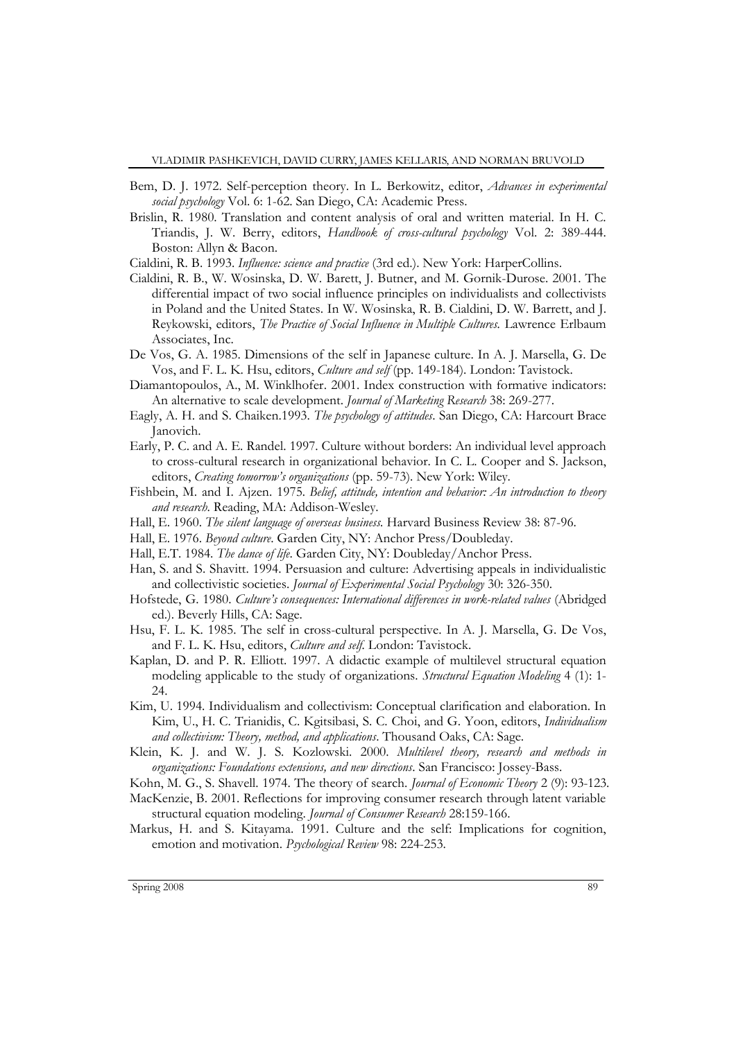Bem, D. J. 1972. Self-perception theory. In L. Berkowitz, editor, *Advances in experimental social psychology* Vol. 6: 1-62. San Diego, CA: Academic Press.

Brislin, R. 1980. Translation and content analysis of oral and written material. In H. C. Triandis, J. W. Berry, editors, *Handbook of cross-cultural psychology* Vol. 2: 389-444. Boston: Allyn & Bacon.

Cialdini, R. B. 1993. *Influence: science and practice* (3rd ed.). New York: HarperCollins.

Cialdini, R. B., W. Wosinska, D. W. Barett, J. Butner, and M. Gornik-Durose. 2001. The differential impact of two social influence principles on individualists and collectivists in Poland and the United States. In W. Wosinska, R. B. Cialdini, D. W. Barrett, and J. Reykowski, editors, *The Practice of Social Influence in Multiple Cultures.* Lawrence Erlbaum Associates, Inc.

De Vos, G. A. 1985. Dimensions of the self in Japanese culture. In A. J. Marsella, G. De Vos, and F. L. K. Hsu, editors, *Culture and self* (pp. 149-184). London: Tavistock.

Diamantopoulos, A., M. Winklhofer. 2001. Index construction with formative indicators: An alternative to scale development. *Journal of Marketing Research* 38: 269-277.

Eagly, A. H. and S. Chaiken.1993. *The psychology of attitudes*. San Diego, CA: Harcourt Brace Janovich.

Early, P. C. and A. E. Randel. 1997. Culture without borders: An individual level approach to cross-cultural research in organizational behavior. In C. L. Cooper and S. Jackson, editors, *Creating tomorrow's organizations* (pp. 59-73). New York: Wiley.

Fishbein, M. and I. Ajzen. 1975. *Belief, attitude, intention and behavior: An introduction to theory and research*. Reading, MA: Addison-Wesley.

Hall, E. 1960. *The silent language of overseas business.* Harvard Business Review 38: 87-96.

Hall, E. 1976. *Beyond culture*. Garden City, NY: Anchor Press/Doubleday.

Hall, E.T. 1984. *The dance of life*. Garden City, NY: Doubleday/Anchor Press.

Han, S. and S. Shavitt. 1994. Persuasion and culture: Advertising appeals in individualistic and collectivistic societies. *Journal of Experimental Social Psychology* 30: 326-350.

Hofstede, G. 1980. *Culture's consequences: International differences in work-related values* (Abridged ed.). Beverly Hills, CA: Sage.

Hsu, F. L. K. 1985. The self in cross-cultural perspective. In A. J. Marsella, G. De Vos, and F. L. K. Hsu, editors, *Culture and self.* London: Tavistock.

Kaplan, D. and P. R. Elliott. 1997. A didactic example of multilevel structural equation modeling applicable to the study of organizations. *Structural Equation Modeling* 4 (1): 1-24.

Kim, U. 1994. Individualism and collectivism: Conceptual clarification and elaboration. In Kim, U., H. C. Trianidis, C. Kgitsibasi, S. C. Choi, and G. Yoon, editors, *Individualism and collectivism: Theory, method, and applications*. Thousand Oaks, CA: Sage.

Klein, K. J. and W. J. S. Kozlowski. 2000. *Multilevel theory, research and methods in organizations: Foundations extensions, and new directions*. San Francisco: Jossey-Bass.

Kohn, M. G., S. Shavell. 1974. The theory of search. *Journal of Economic Theory* 2 (9): 93-123.

MacKenzie, B. 2001. Reflections for improving consumer research through latent variable structural equation modeling. *Journal of Consumer Research* 28:159-166.

Markus, H. and S. Kitayama. 1991. Culture and the self: Implications for cognition, emotion and motivation. *Psychological Review* 98: 224-253.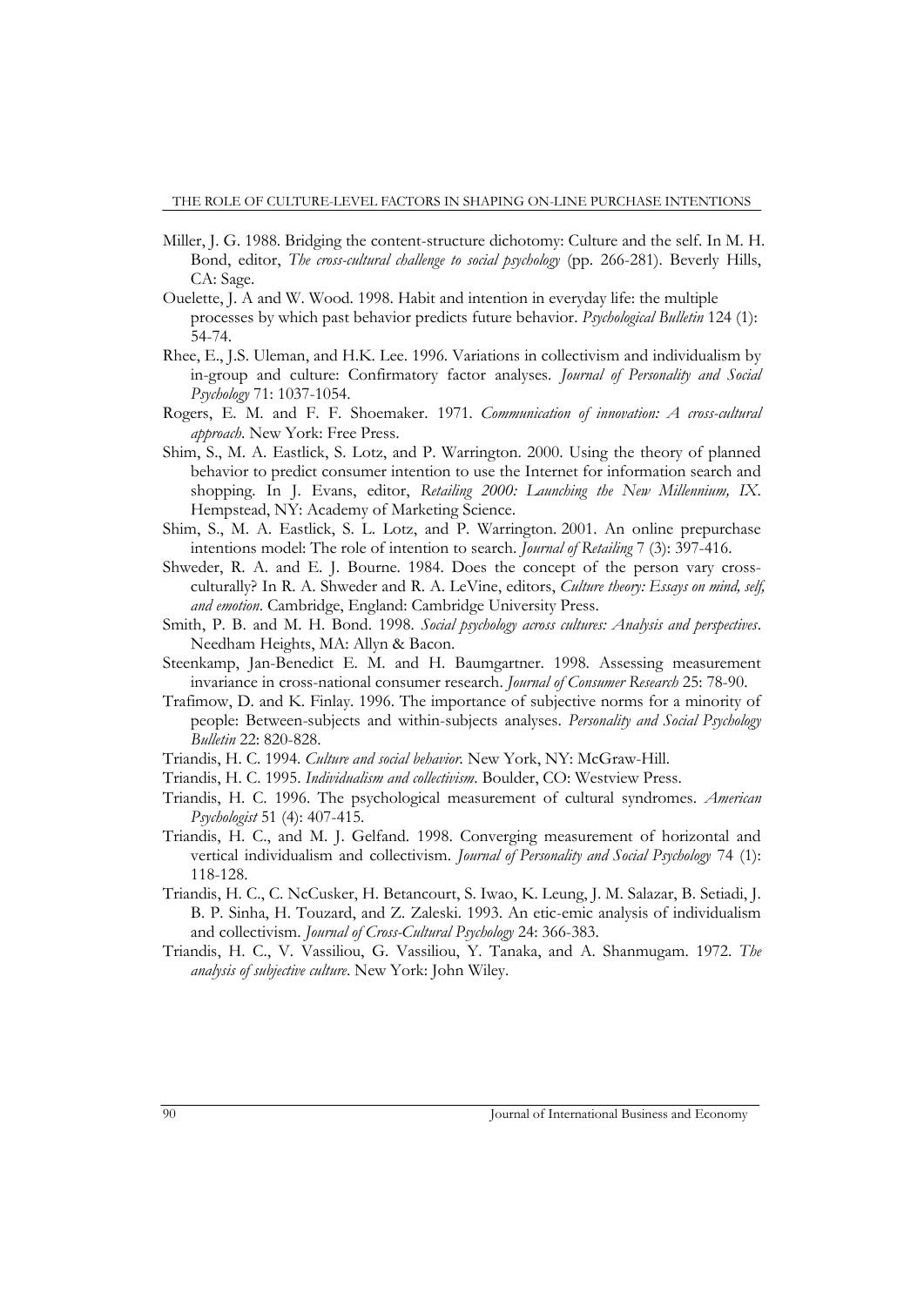Miller, J. G. 1988. Bridging the content-structure dichotomy: Culture and the self. In M. H. Bond, editor, *The cross-cultural challenge to social psychology* (pp. 266-281). Beverly Hills, CA: Sage.

Ouelette, J. A and W. Wood. 1998. Habit and intention in everyday life: the multiple processes by which past behavior predicts future behavior. *Psychological Bulletin* 124 (1): 54-74.

Rhee, E., J.S. Uleman, and H.K. Lee. 1996. Variations in collectivism and individualism by in-group and culture: Confirmatory factor analyses. *Journal of Personality and Social Psychology* 71: 1037-1054.

Rogers, E. M. and F. F. Shoemaker. 1971. *Communication of innovation: A cross-cultural approach*. New York: Free Press.

Shim, S., M. A. Eastlick, S. Lotz, and P. Warrington. 2000. Using the theory of planned behavior to predict consumer intention to use the Internet for information search and shopping. In J. Evans, editor, *Retailing 2000: Launching the New Millennium, IX*. Hempstead, NY: Academy of Marketing Science.

Shim, S., M. A. Eastlick, S. L. Lotz, and P. Warrington. 2001. An online prepurchase intentions model: The role of intention to search. *Journal of Retailing* 7 (3): 397-416.

Shweder, R. A. and E. J. Bourne. 1984. Does the concept of the person vary cross-culturally? In R. A. Shweder and R. A. LeVine, editors, *Culture theory: Essays on mind, self, and emotion*. Cambridge, England: Cambridge University Press.

Smith, P. B. and M. H. Bond. 1998. *Social psychology across cultures: Analysis and perspectives*. Needham Heights, MA: Allyn & Bacon.

Steenkamp, Jan-Benedict E. M. and H. Baumgartner. 1998. Assessing measurement invariance in cross-national consumer research. *Journal of Consumer Research* 25: 78-90.

Trafimow, D. and K. Finlay. 1996. The importance of subjective norms for a minority of people: Between-subjects and within-subjects analyses. *Personality and Social Psychology Bulletin* 22: 820-828.

Triandis, H. C. 1994. *Culture and social behavior*. New York, NY: McGraw-Hill.

Triandis, H. C. 1995. *Individualism and collectivism*. Boulder, CO: Westview Press.

Triandis, H. C. 1996. The psychological measurement of cultural syndromes. *American Psychologist* 51 (4): 407-415.

Triandis, H. C., and M. J. Gelfand. 1998. Converging measurement of horizontal and vertical individualism and collectivism. *Journal of Personality and Social Psychology* 74 (1): 118-128.

Triandis, H. C., C. NcCusker, H. Betancourt, S. Iwao, K. Leung, J. M. Salazar, B. Setiadi, J. B. P. Sinha, H. Touzard, and Z. Zaleski. 1993. An etic-emic analysis of individualism and collectivism. *Journal of Cross-Cultural Psychology* 24: 366-383.

Triandis, H. C., V. Vassiliou, G. Vassiliou, Y. Tanaka, and A. Shanmugam. 1972. *The analysis of subjective culture*. New York: John Wiley.